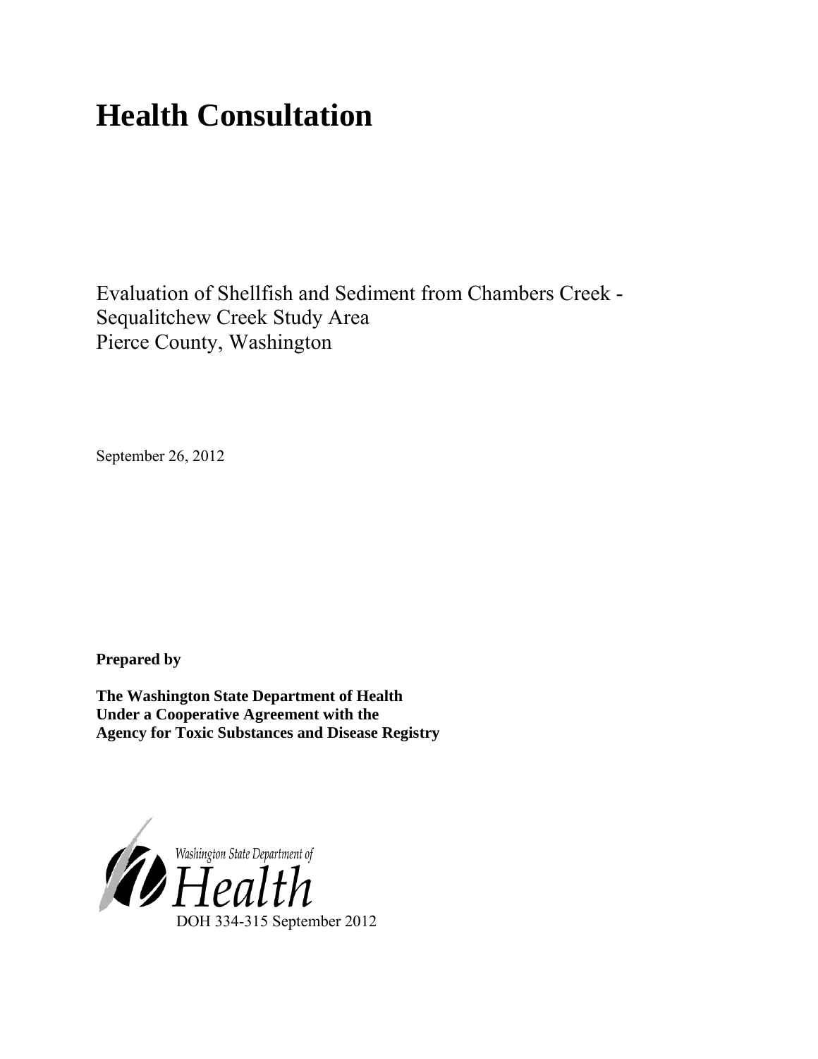# Health Consultation

Evaluation of Shellfish and Sediment from Chambers Creek - Sequalitchew Creek Study Area
Pierce County, Washington

September 26, 2012

**Prepared by**

**The Washington State Department of Health**
**Under a Cooperative Agreement with the**
**Agency for Toxic Substances and Disease Registry**

Washington State Department of
Health

DOH 334-315 September 2012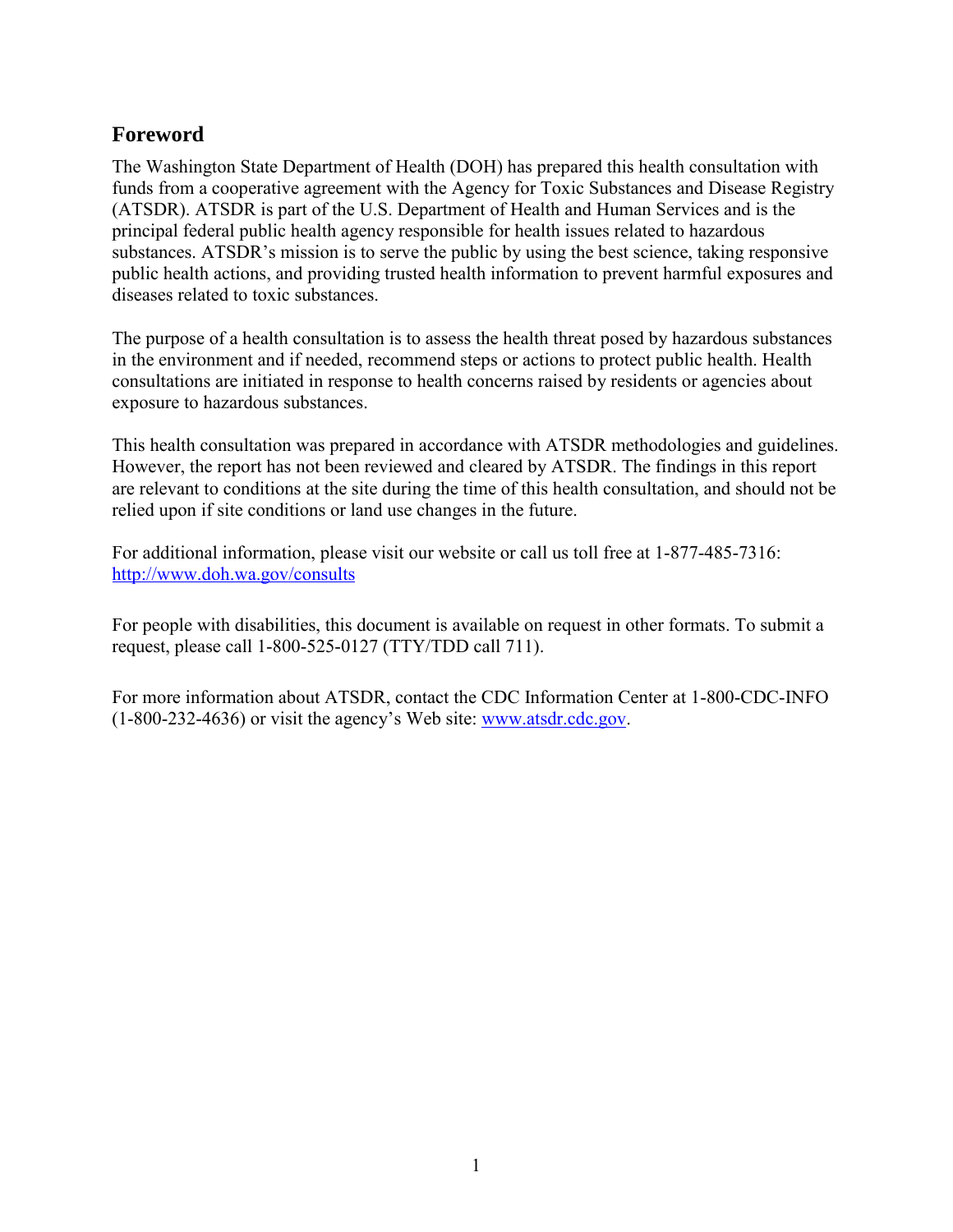## Foreword

The Washington State Department of Health (DOH) has prepared this health consultation with funds from a cooperative agreement with the Agency for Toxic Substances and Disease Registry (ATSDR). ATSDR is part of the U.S. Department of Health and Human Services and is the principal federal public health agency responsible for health issues related to hazardous substances. ATSDR's mission is to serve the public by using the best science, taking responsive public health actions, and providing trusted health information to prevent harmful exposures and diseases related to toxic substances.

The purpose of a health consultation is to assess the health threat posed by hazardous substances in the environment and if needed, recommend steps or actions to protect public health. Health consultations are initiated in response to health concerns raised by residents or agencies about exposure to hazardous substances.

This health consultation was prepared in accordance with ATSDR methodologies and guidelines. However, the report has not been reviewed and cleared by ATSDR. The findings in this report are relevant to conditions at the site during the time of this health consultation, and should not be relied upon if site conditions or land use changes in the future.

For additional information, please visit our website or call us toll free at 1-877-485-7316: [http://www.doh.wa.gov/consults](http://www.doh.wa.gov/consults)

For people with disabilities, this document is available on request in other formats. To submit a request, please call 1-800-525-0127 (TTY/TDD call 711).

For more information about ATSDR, contact the CDC Information Center at 1-800-CDC-INFO (1-800-232-4636) or visit the agency's Web site: [www.atsdr.cdc.gov](http://www.atsdr.cdc.gov).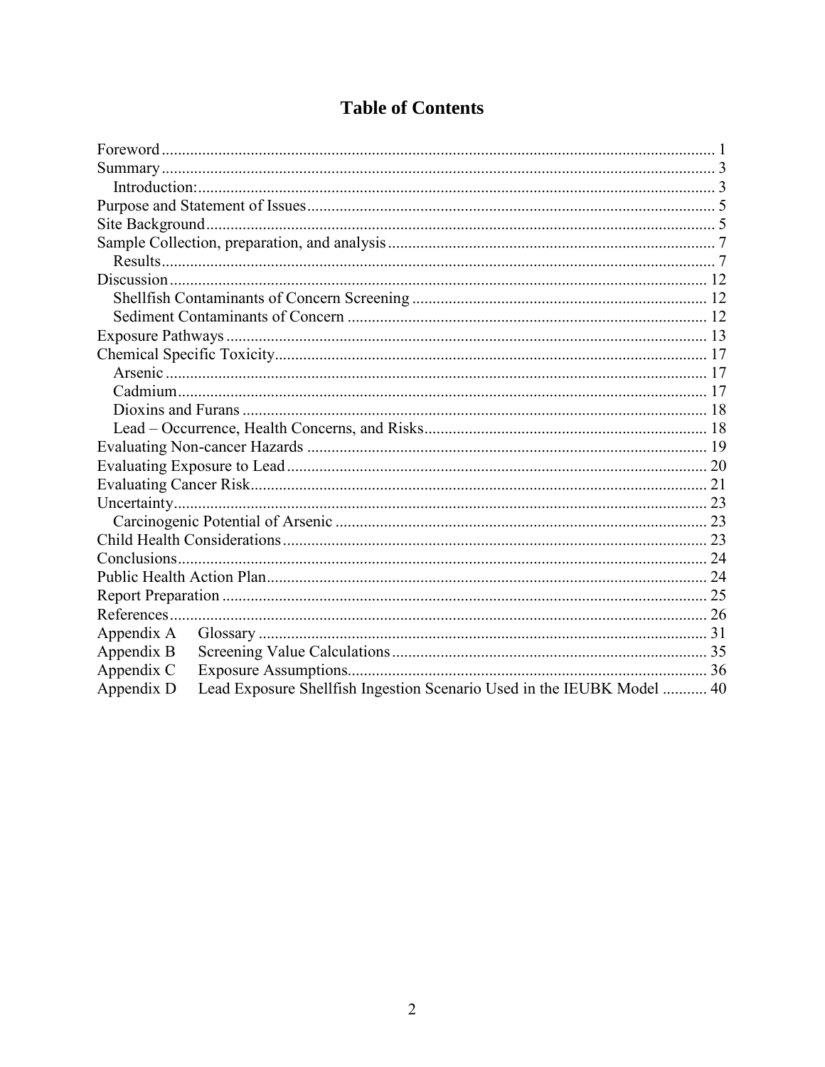# Table of Contents

- Foreword ..... 1
- Summary ..... 3
    - Introduction: ..... 3
- Purpose and Statement of Issues ..... 5
- Site Background ..... 5
- Sample Collection, preparation, and analysis ..... 7
    - Results ..... 7
- Discussion ..... 12
    - Shellfish Contaminants of Concern Screening ..... 12
    - Sediment Contaminants of Concern ..... 12
- Exposure Pathways ..... 13
- Chemical Specific Toxicity ..... 17
    - Arsenic ..... 17
    - Cadmium ..... 17
    - Dioxins and Furans ..... 18
    - Lead – Occurrence, Health Concerns, and Risks ..... 18
- Evaluating Non-cancer Hazards ..... 19
- Evaluating Exposure to Lead ..... 20
- Evaluating Cancer Risk ..... 21
- Uncertainty ..... 23
    - Carcinogenic Potential of Arsenic ..... 23
- Child Health Considerations ..... 23
- Conclusions ..... 24
- Public Health Action Plan ..... 24
- Report Preparation ..... 25
- References ..... 26
- Appendix A Glossary ..... 31
- Appendix B Screening Value Calculations ..... 35
- Appendix C Exposure Assumptions ..... 36
- Appendix D Lead Exposure Shellfish Ingestion Scenario Used in the IEUBK Model ..... 40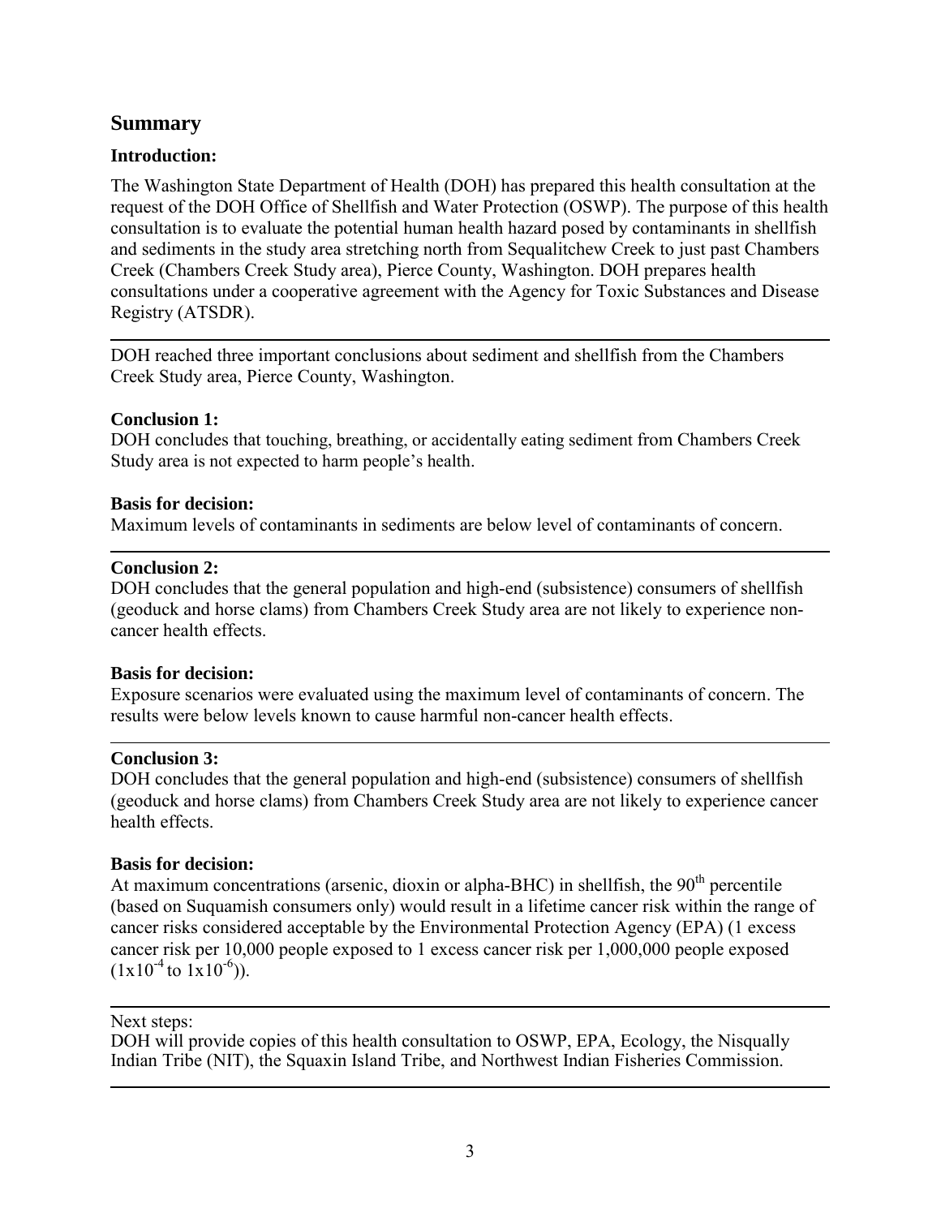## Summary

### Introduction:

The Washington State Department of Health (DOH) has prepared this health consultation at the request of the DOH Office of Shellfish and Water Protection (OSWP). The purpose of this health consultation is to evaluate the potential human health hazard posed by contaminants in shellfish and sediments in the study area stretching north from Sequalitchew Creek to just past Chambers Creek (Chambers Creek Study area), Pierce County, Washington. DOH prepares health consultations under a cooperative agreement with the Agency for Toxic Substances and Disease Registry (ATSDR).

---

DOH reached three important conclusions about sediment and shellfish from the Chambers Creek Study area, Pierce County, Washington.

**Conclusion 1:**
DOH concludes that touching, breathing, or accidentally eating sediment from Chambers Creek Study area is not expected to harm people's health.

**Basis for decision:**
Maximum levels of contaminants in sediments are below level of contaminants of concern.

---

**Conclusion 2:**
DOH concludes that the general population and high-end (subsistence) consumers of shellfish (geoduck and horse clams) from Chambers Creek Study area are not likely to experience non-cancer health effects.

**Basis for decision:**
Exposure scenarios were evaluated using the maximum level of contaminants of concern. The results were below levels known to cause harmful non-cancer health effects.

---

**Conclusion 3:**
DOH concludes that the general population and high-end (subsistence) consumers of shellfish (geoduck and horse clams) from Chambers Creek Study area are not likely to experience cancer health effects.

**Basis for decision:**
At maximum concentrations (arsenic, dioxin or alpha-BHC) in shellfish, the $90^{th}$ percentile (based on Suquamish consumers only) would result in a lifetime cancer risk within the range of cancer risks considered acceptable by the Environmental Protection Agency (EPA) (1 excess cancer risk per 10,000 people exposed to 1 excess cancer risk per 1,000,000 people exposed ($1x10^{-4}$ to $1x10^{-6}$)).

---

Next steps:
DOH will provide copies of this health consultation to OSWP, EPA, Ecology, the Nisqually Indian Tribe (NIT), the Squaxin Island Tribe, and Northwest Indian Fisheries Commission.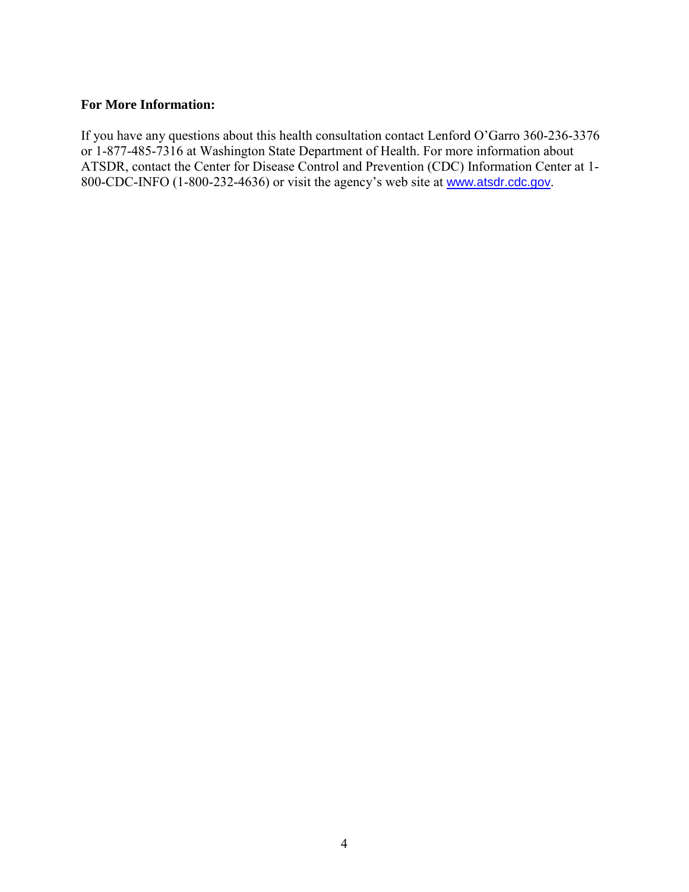**For More Information:**

If you have any questions about this health consultation contact Lenford O'Garro 360-236-3376 or 1-877-485-7316 at Washington State Department of Health. For more information about ATSDR, contact the Center for Disease Control and Prevention (CDC) Information Center at 1-800-CDC-INFO (1-800-232-4636) or visit the agency's web site at www.atsdr.cdc.gov.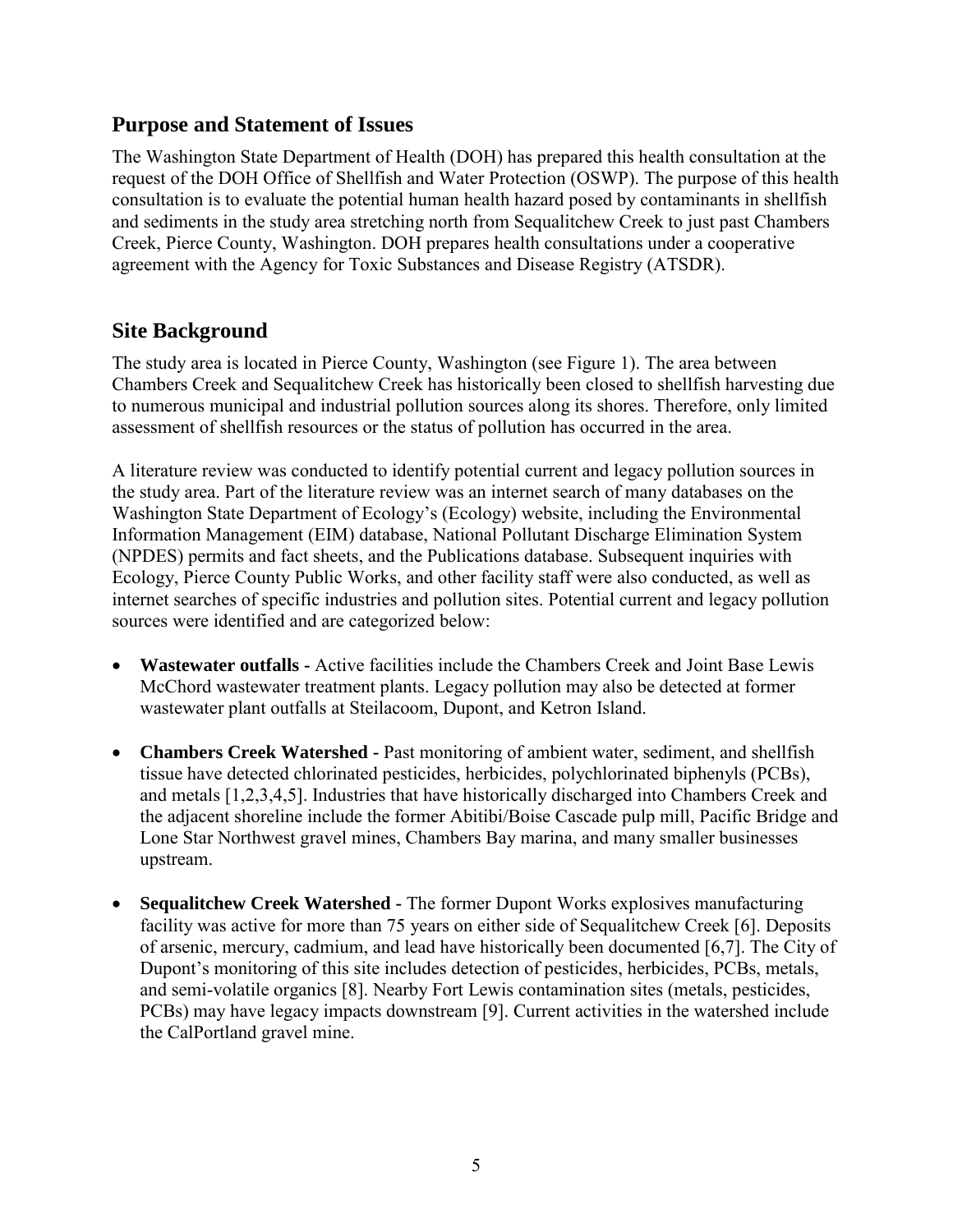## Purpose and Statement of Issues

The Washington State Department of Health (DOH) has prepared this health consultation at the request of the DOH Office of Shellfish and Water Protection (OSWP). The purpose of this health consultation is to evaluate the potential human health hazard posed by contaminants in shellfish and sediments in the study area stretching north from Sequalitchew Creek to just past Chambers Creek, Pierce County, Washington. DOH prepares health consultations under a cooperative agreement with the Agency for Toxic Substances and Disease Registry (ATSDR).

## Site Background

The study area is located in Pierce County, Washington (see Figure 1). The area between Chambers Creek and Sequalitchew Creek has historically been closed to shellfish harvesting due to numerous municipal and industrial pollution sources along its shores. Therefore, only limited assessment of shellfish resources or the status of pollution has occurred in the area.

A literature review was conducted to identify potential current and legacy pollution sources in the study area. Part of the literature review was an internet search of many databases on the Washington State Department of Ecology's (Ecology) website, including the Environmental Information Management (EIM) database, National Pollutant Discharge Elimination System (NPDES) permits and fact sheets, and the Publications database. Subsequent inquiries with Ecology, Pierce County Public Works, and other facility staff were also conducted, as well as internet searches of specific industries and pollution sites. Potential current and legacy pollution sources were identified and are categorized below:

- **Wastewater outfalls -** Active facilities include the Chambers Creek and Joint Base Lewis McChord wastewater treatment plants. Legacy pollution may also be detected at former wastewater plant outfalls at Steilacoom, Dupont, and Ketron Island.
- **Chambers Creek Watershed -** Past monitoring of ambient water, sediment, and shellfish tissue have detected chlorinated pesticides, herbicides, polychlorinated biphenyls (PCBs), and metals [1,2,3,4,5]. Industries that have historically discharged into Chambers Creek and the adjacent shoreline include the former Abitibi/Boise Cascade pulp mill, Pacific Bridge and Lone Star Northwest gravel mines, Chambers Bay marina, and many smaller businesses upstream.
- **Sequalitchew Creek Watershed -** The former Dupont Works explosives manufacturing facility was active for more than 75 years on either side of Sequalitchew Creek [6]. Deposits of arsenic, mercury, cadmium, and lead have historically been documented [6,7]. The City of Dupont's monitoring of this site includes detection of pesticides, herbicides, PCBs, metals, and semi-volatile organics [8]. Nearby Fort Lewis contamination sites (metals, pesticides, PCBs) may have legacy impacts downstream [9]. Current activities in the watershed include the CalPortland gravel mine.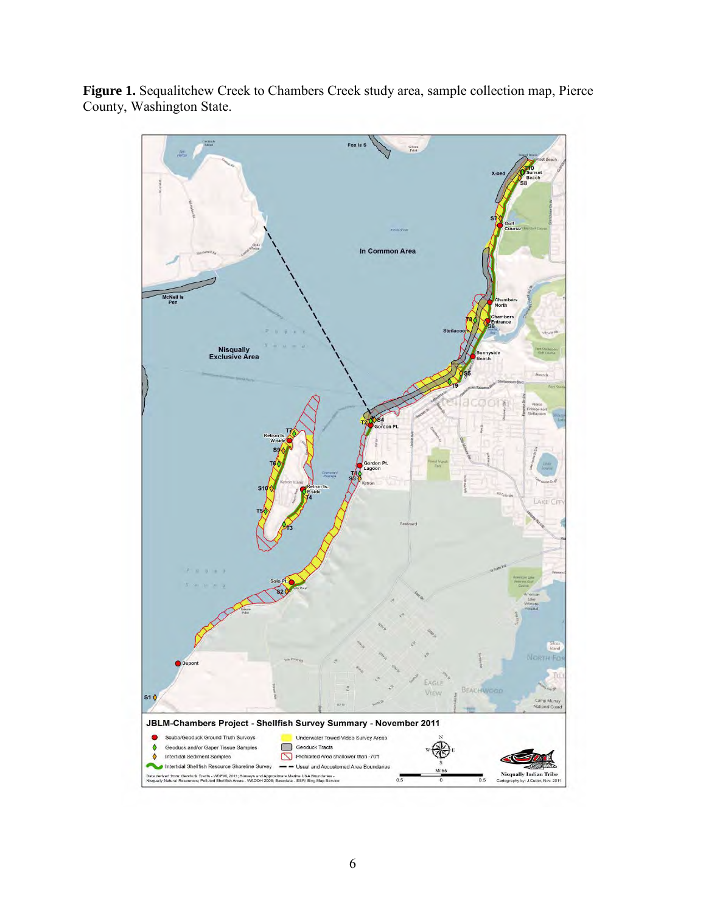**Figure 1.** Sequalitchew Creek to Chambers Creek study area, sample collection map, Pierce County, Washington State.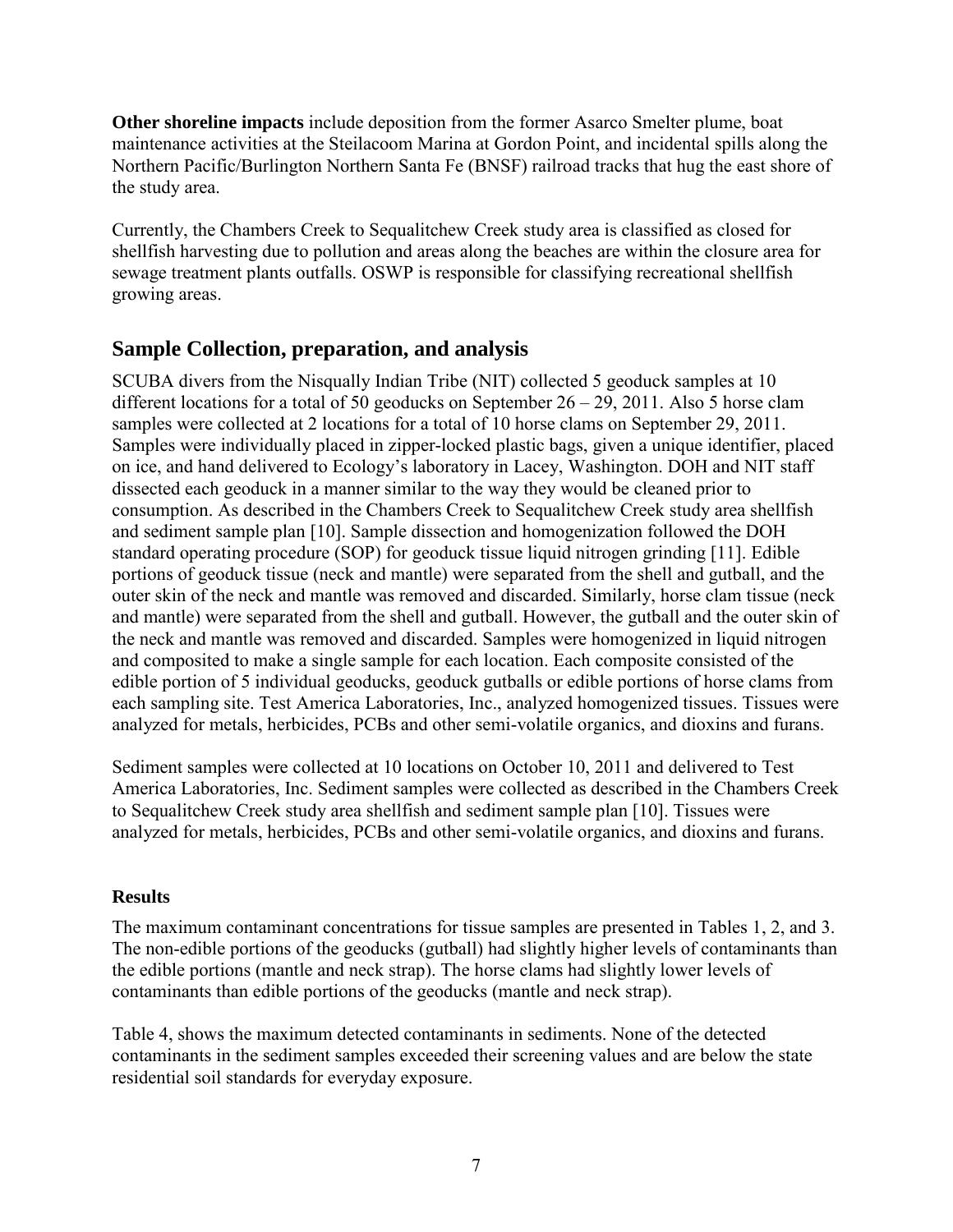**Other shoreline impacts** include deposition from the former Asarco Smelter plume, boat maintenance activities at the Steilacoom Marina at Gordon Point, and incidental spills along the Northern Pacific/Burlington Northern Santa Fe (BNSF) railroad tracks that hug the east shore of the study area.

Currently, the Chambers Creek to Sequalitchew Creek study area is classified as closed for shellfish harvesting due to pollution and areas along the beaches are within the closure area for sewage treatment plants outfalls. OSWP is responsible for classifying recreational shellfish growing areas.

## Sample Collection, preparation, and analysis

SCUBA divers from the Nisqually Indian Tribe (NIT) collected 5 geoduck samples at 10 different locations for a total of 50 geoducks on September 26 – 29, 2011. Also 5 horse clam samples were collected at 2 locations for a total of 10 horse clams on September 29, 2011. Samples were individually placed in zipper-locked plastic bags, given a unique identifier, placed on ice, and hand delivered to Ecology's laboratory in Lacey, Washington. DOH and NIT staff dissected each geoduck in a manner similar to the way they would be cleaned prior to consumption. As described in the Chambers Creek to Sequalitchew Creek study area shellfish and sediment sample plan [10]. Sample dissection and homogenization followed the DOH standard operating procedure (SOP) for geoduck tissue liquid nitrogen grinding [11]. Edible portions of geoduck tissue (neck and mantle) were separated from the shell and gutball, and the outer skin of the neck and mantle was removed and discarded. Similarly, horse clam tissue (neck and mantle) were separated from the shell and gutball. However, the gutball and the outer skin of the neck and mantle was removed and discarded. Samples were homogenized in liquid nitrogen and composited to make a single sample for each location. Each composite consisted of the edible portion of 5 individual geoducks, geoduck gutballs or edible portions of horse clams from each sampling site. Test America Laboratories, Inc., analyzed homogenized tissues. Tissues were analyzed for metals, herbicides, PCBs and other semi-volatile organics, and dioxins and furans.

Sediment samples were collected at 10 locations on October 10, 2011 and delivered to Test America Laboratories, Inc. Sediment samples were collected as described in the Chambers Creek to Sequalitchew Creek study area shellfish and sediment sample plan [10]. Tissues were analyzed for metals, herbicides, PCBs and other semi-volatile organics, and dioxins and furans.

### Results

The maximum contaminant concentrations for tissue samples are presented in Tables 1, 2, and 3. The non-edible portions of the geoducks (gutball) had slightly higher levels of contaminants than the edible portions (mantle and neck strap). The horse clams had slightly lower levels of contaminants than edible portions of the geoducks (mantle and neck strap).

Table 4, shows the maximum detected contaminants in sediments. None of the detected contaminants in the sediment samples exceeded their screening values and are below the state residential soil standards for everyday exposure.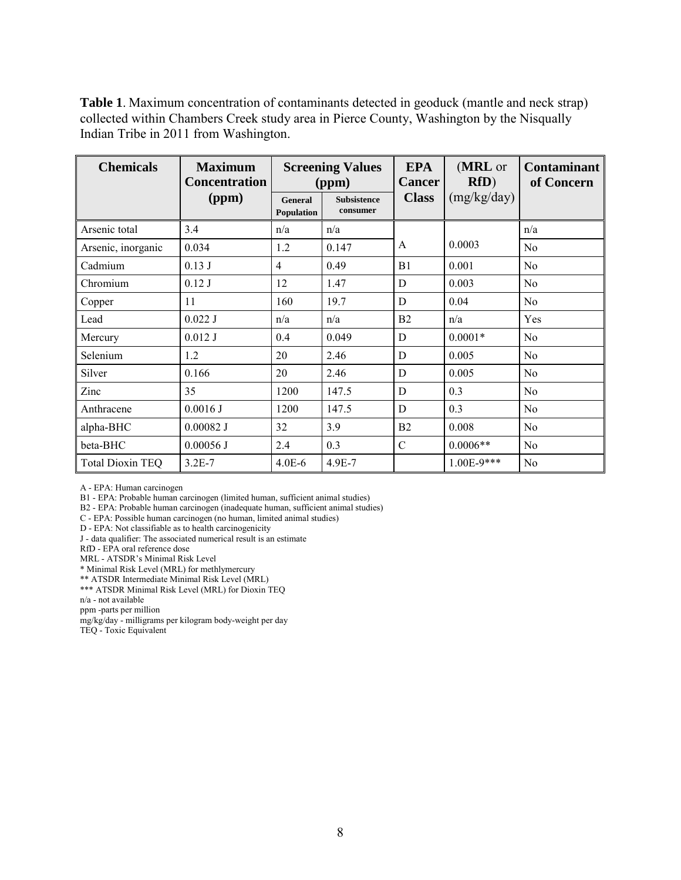**Table 1**. Maximum concentration of contaminants detected in geoduck (mantle and neck strap) collected within Chambers Creek study area in Pierce County, Washington by the Nisqually Indian Tribe in 2011 from Washington.

| Chemicals | Maximum Concentration (ppm) | Screening Values (ppm) | | EPA Cancer Class | (MRL or RfD) (mg/kg/day) | Contaminant of Concern |
|---|---|---|---|---|---|---|
| | | General Population | Subsistence consumer | | | |
| Arsenic total | 3.4 | n/a | n/a | | | n/a |
| Arsenic, inorganic | 0.034 | 1.2 | 0.147 | A | 0.0003 | No |
| Cadmium | 0.13 J | 4 | 0.49 | B1 | 0.001 | No |
| Chromium | 0.12 J | 12 | 1.47 | D | 0.003 | No |
| Copper | 11 | 160 | 19.7 | D | 0.04 | No |
| Lead | 0.022 J | n/a | n/a | B2 | n/a | Yes |
| Mercury | 0.012 J | 0.4 | 0.049 | D | 0.0001* | No |
| Selenium | 1.2 | 20 | 2.46 | D | 0.005 | No |
| Silver | 0.166 | 20 | 2.46 | D | 0.005 | No |
| Zinc | 35 | 1200 | 147.5 | D | 0.3 | No |
| Anthracene | 0.0016 J | 1200 | 147.5 | D | 0.3 | No |
| alpha-BHC | 0.00082 J | 32 | 3.9 | B2 | 0.008 | No |
| beta-BHC | 0.00056 J | 2.4 | 0.3 | C | 0.0006** | No |
| Total Dioxin TEQ | 3.2E-7 | 4.0E-6 | 4.9E-7 | | 1.00E-9*** | No |

A - EPA: Human carcinogen
B1 - EPA: Probable human carcinogen (limited human, sufficient animal studies)
B2 - EPA: Probable human carcinogen (inadequate human, sufficient animal studies)
C - EPA: Possible human carcinogen (no human, limited animal studies)
D - EPA: Not classifiable as to health carcinogenicity
J - data qualifier: The associated numerical result is an estimate
RfD - EPA oral reference dose
MRL - ATSDR's Minimal Risk Level
* Minimal Risk Level (MRL) for methlymercury
** ATSDR Intermediate Minimal Risk Level (MRL)
*** ATSDR Minimal Risk Level (MRL) for Dioxin TEQ
n/a - not available
ppm -parts per million
mg/kg/day - milligrams per kilogram body-weight per day
TEQ - Toxic Equivalent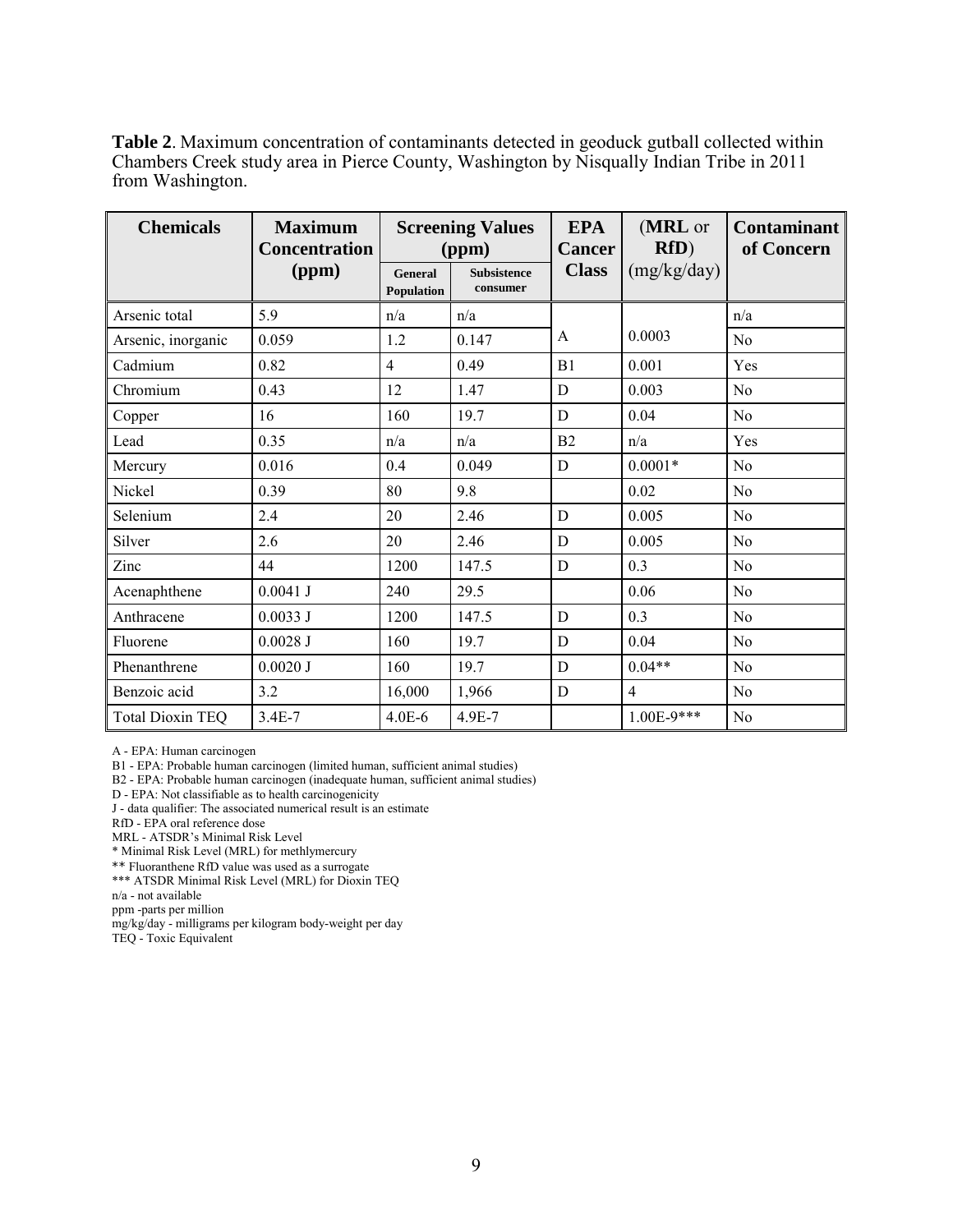**Table 2**. Maximum concentration of contaminants detected in geoduck gutball collected within Chambers Creek study area in Pierce County, Washington by Nisqually Indian Tribe in 2011 from Washington.

| Chemicals | Maximum Concentration (ppm) | Screening Values (ppm) | | EPA Cancer Class | (MRL or RfD) (mg/kg/day) | Contaminant of Concern |
|---|---|---|---|---|---|---|
| | | General Population | Subsistence consumer | | | |
| Arsenic total | 5.9 | n/a | n/a | | | n/a |
| Arsenic, inorganic | 0.059 | 1.2 | 0.147 | A | 0.0003 | No |
| Cadmium | 0.82 | 4 | 0.49 | B1 | 0.001 | Yes |
| Chromium | 0.43 | 12 | 1.47 | D | 0.003 | No |
| Copper | 16 | 160 | 19.7 | D | 0.04 | No |
| Lead | 0.35 | n/a | n/a | B2 | n/a | Yes |
| Mercury | 0.016 | 0.4 | 0.049 | D | 0.0001* | No |
| Nickel | 0.39 | 80 | 9.8 | | 0.02 | No |
| Selenium | 2.4 | 20 | 2.46 | D | 0.005 | No |
| Silver | 2.6 | 20 | 2.46 | D | 0.005 | No |
| Zinc | 44 | 1200 | 147.5 | D | 0.3 | No |
| Acenaphthene | 0.0041 J | 240 | 29.5 | | 0.06 | No |
| Anthracene | 0.0033 J | 1200 | 147.5 | D | 0.3 | No |
| Fluorene | 0.0028 J | 160 | 19.7 | D | 0.04 | No |
| Phenanthrene | 0.0020 J | 160 | 19.7 | D | 0.04** | No |
| Benzoic acid | 3.2 | 16,000 | 1,966 | D | 4 | No |
| Total Dioxin TEQ | 3.4E-7 | 4.0E-6 | 4.9E-7 | | 1.00E-9*** | No |

A - EPA: Human carcinogen
B1 - EPA: Probable human carcinogen (limited human, sufficient animal studies)
B2 - EPA: Probable human carcinogen (inadequate human, sufficient animal studies)
D - EPA: Not classifiable as to health carcinogenicity
J - data qualifier: The associated numerical result is an estimate
RfD - EPA oral reference dose
MRL - ATSDR's Minimal Risk Level
* Minimal Risk Level (MRL) for methlymercury
** Fluoranthene RfD value was used as a surrogate
*** ATSDR Minimal Risk Level (MRL) for Dioxin TEQ
n/a - not available
ppm -parts per million
mg/kg/day - milligrams per kilogram body-weight per day
TEQ - Toxic Equivalent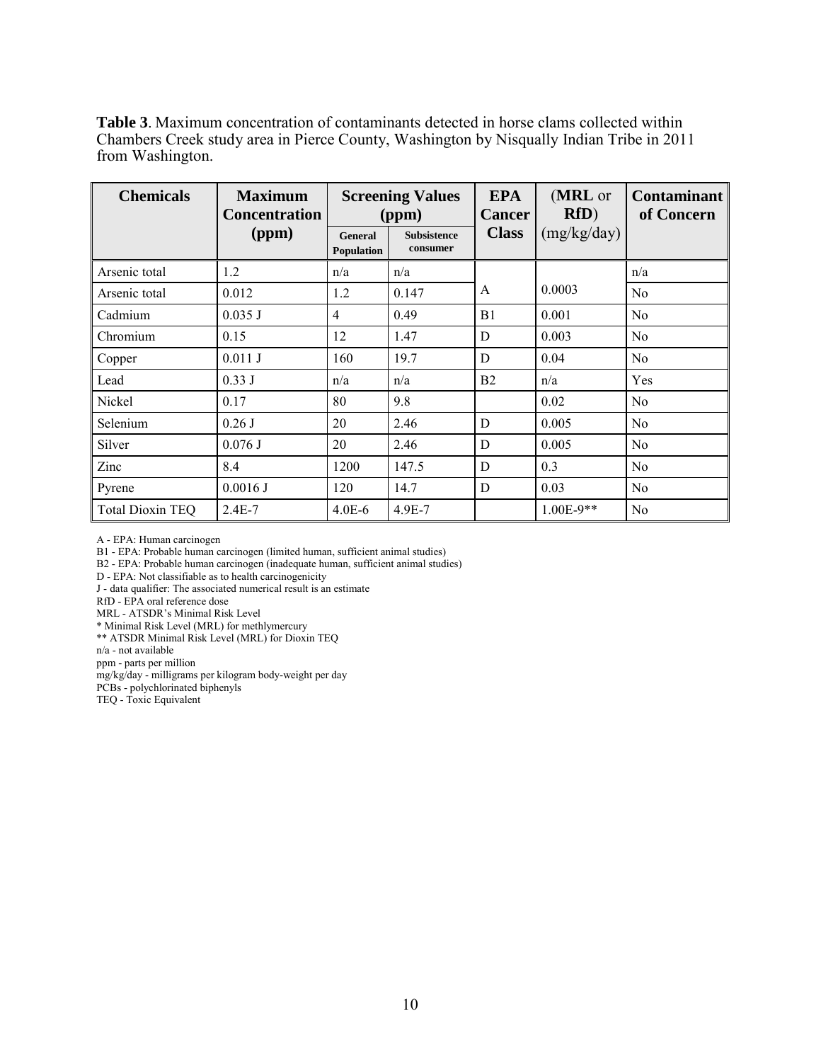**Table 3**. Maximum concentration of contaminants detected in horse clams collected within Chambers Creek study area in Pierce County, Washington by Nisqually Indian Tribe in 2011 from Washington.

| Chemicals | Maximum Concentration (ppm) | Screening Values (ppm) | | EPA Cancer Class | (MRL or RfD) (mg/kg/day) | Contaminant of Concern |
|---|---|---|---|---|---|---|
| | | General Population | Subsistence consumer | | | |
| Arsenic total | 1.2 | n/a | n/a | A | 0.0003 | n/a |
| Arsenic total | 0.012 | 1.2 | 0.147 | | | No |
| Cadmium | 0.035 J | 4 | 0.49 | B1 | 0.001 | No |
| Chromium | 0.15 | 12 | 1.47 | D | 0.003 | No |
| Copper | 0.011 J | 160 | 19.7 | D | 0.04 | No |
| Lead | 0.33 J | n/a | n/a | B2 | n/a | Yes |
| Nickel | 0.17 | 80 | 9.8 | | 0.02 | No |
| Selenium | 0.26 J | 20 | 2.46 | D | 0.005 | No |
| Silver | 0.076 J | 20 | 2.46 | D | 0.005 | No |
| Zinc | 8.4 | 1200 | 147.5 | D | 0.3 | No |
| Pyrene | 0.0016 J | 120 | 14.7 | D | 0.03 | No |
| Total Dioxin TEQ | 2.4E-7 | 4.0E-6 | 4.9E-7 | | 1.00E-9** | No |

A - EPA: Human carcinogen
B1 - EPA: Probable human carcinogen (limited human, sufficient animal studies)
B2 - EPA: Probable human carcinogen (inadequate human, sufficient animal studies)
D - EPA: Not classifiable as to health carcinogenicity
J - data qualifier: The associated numerical result is an estimate
RfD - EPA oral reference dose
MRL - ATSDR's Minimal Risk Level
* Minimal Risk Level (MRL) for methlymercury
** ATSDR Minimal Risk Level (MRL) for Dioxin TEQ
n/a - not available
ppm - parts per million
mg/kg/day - milligrams per kilogram body-weight per day
PCBs - polychlorinated biphenyls
TEQ - Toxic Equivalent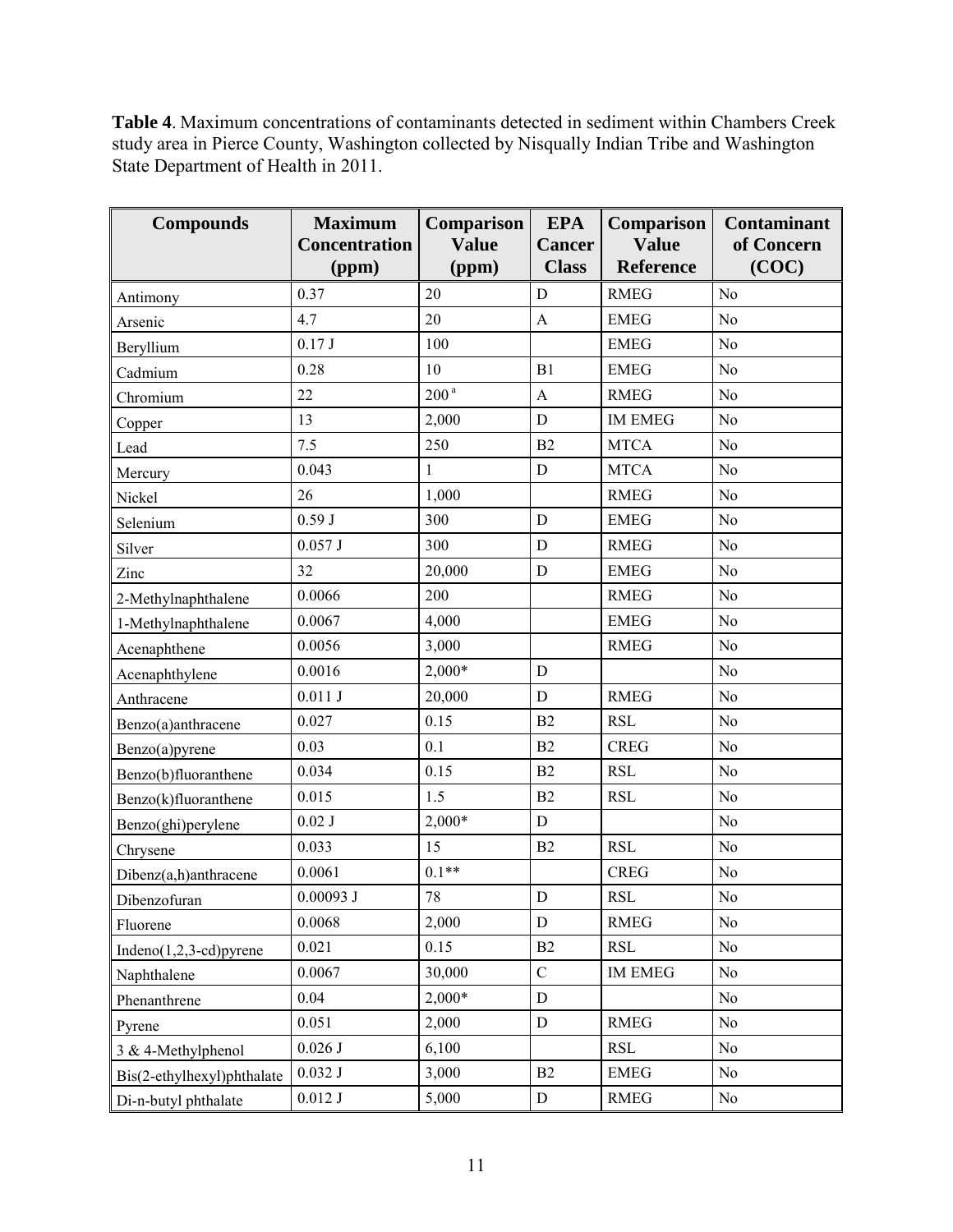**Table 4**. Maximum concentrations of contaminants detected in sediment within Chambers Creek study area in Pierce County, Washington collected by Nisqually Indian Tribe and Washington State Department of Health in 2011.

| Compounds | Maximum Concentration (ppm) | Comparison Value (ppm) | EPA Cancer Class | Comparison Value Reference | Contaminant of Concern (COC) |
|---|---|---|---|---|---|
| Antimony | 0.37 | 20 | D | RMEG | No |
| Arsenic | 4.7 | 20 | A | EMEG | No |
| Beryllium | 0.17 J | 100 | | EMEG | No |
| Cadmium | 0.28 | 10 | B1 | EMEG | No |
| Chromium | 22 | 200 [a] | A | RMEG | No |
| Copper | 13 | 2,000 | D | IM EMEG | No |
| Lead | 7.5 | 250 | B2 | MTCA | No |
| Mercury | 0.043 | 1 | D | MTCA | No |
| Nickel | 26 | 1,000 | | RMEG | No |
| Selenium | 0.59 J | 300 | D | EMEG | No |
| Silver | 0.057 J | 300 | D | RMEG | No |
| Zinc | 32 | 20,000 | D | EMEG | No |
| 2-Methylnaphthalene | 0.0066 | 200 | | RMEG | No |
| 1-Methylnaphthalene | 0.0067 | 4,000 | | EMEG | No |
| Acenaphthene | 0.0056 | 3,000 | | RMEG | No |
| Acenaphthylene | 0.0016 | 2,000* | D | | No |
| Anthracene | 0.011 J | 20,000 | D | RMEG | No |
| Benzo(a)anthracene | 0.027 | 0.15 | B2 | RSL | No |
| Benzo(a)pyrene | 0.03 | 0.1 | B2 | CREG | No |
| Benzo(b)fluoranthene | 0.034 | 0.15 | B2 | RSL | No |
| Benzo(k)fluoranthene | 0.015 | 1.5 | B2 | RSL | No |
| Benzo(ghi)perylene | 0.02 J | 2,000* | D | | No |
| Chrysene | 0.033 | 15 | B2 | RSL | No |
| Dibenz(a,h)anthracene | 0.0061 | 0.1** | | CREG | No |
| Dibenzofuran | 0.00093 J | 78 | D | RSL | No |
| Fluorene | 0.0068 | 2,000 | D | RMEG | No |
| Indeno(1,2,3-cd)pyrene | 0.021 | 0.15 | B2 | RSL | No |
| Naphthalene | 0.0067 | 30,000 | C | IM EMEG | No |
| Phenanthrene | 0.04 | 2,000* | D | | No |
| Pyrene | 0.051 | 2,000 | D | RMEG | No |
| 3 & 4-Methylphenol | 0.026 J | 6,100 | | RSL | No |
| Bis(2-ethylhexyl)phthalate | 0.032 J | 3,000 | B2 | EMEG | No |
| Di-n-butyl phthalate | 0.012 J | 5,000 | D | RMEG | No |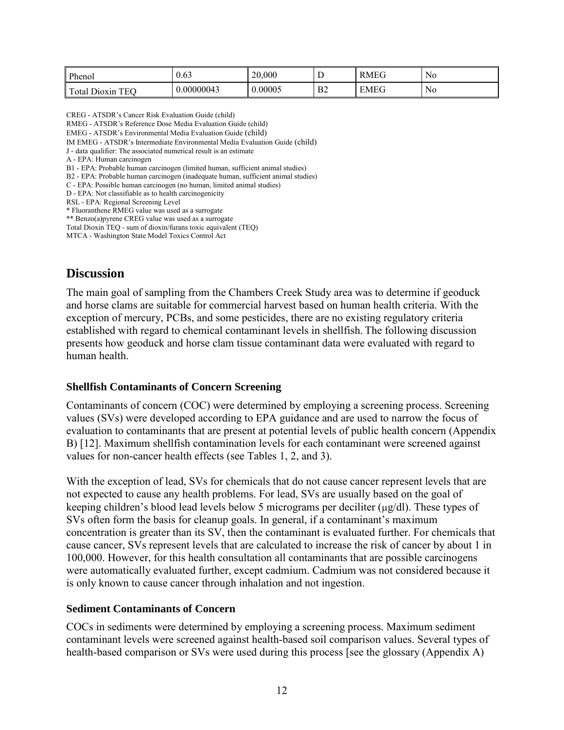| Phenol | 0.63 | 20,000 | D | RMEG | No |
|---|---|---|---|---|---|
| Total Dioxin TEQ | 0.00000043 | 0.00005 | B2 | EMEG | No |

CREG - ATSDR's Cancer Risk Evaluation Guide (child)
RMEG - ATSDR's Reference Dose Media Evaluation Guide (child)
EMEG - ATSDR's Environmental Media Evaluation Guide (child)
IM EMEG - ATSDR's Intermediate Environmental Media Evaluation Guide (child)
J - data qualifier: The associated numerical result is an estimate
A - EPA: Human carcinogen
B1 - EPA: Probable human carcinogen (limited human, sufficient animal studies)
B2 - EPA: Probable human carcinogen (inadequate human, sufficient animal studies)
C - EPA: Possible human carcinogen (no human, limited animal studies)
D - EPA: Not classifiable as to health carcinogenicity
RSL - EPA: Regional Screening Level
* Fluoranthene RMEG value was used as a surrogate
** Benzo(a)pyrene CREG value was used as a surrogate
Total Dioxin TEQ - sum of dioxin/furans toxic equivalent (TEQ)
MTCA - Washington State Model Toxics Control Act

## Discussion

The main goal of sampling from the Chambers Creek Study area was to determine if geoduck and horse clams are suitable for commercial harvest based on human health criteria. With the exception of mercury, PCBs, and some pesticides, there are no existing regulatory criteria established with regard to chemical contaminant levels in shellfish. The following discussion presents how geoduck and horse clam tissue contaminant data were evaluated with regard to human health.

### Shellfish Contaminants of Concern Screening

Contaminants of concern (COC) were determined by employing a screening process. Screening values (SVs) were developed according to EPA guidance and are used to narrow the focus of evaluation to contaminants that are present at potential levels of public health concern (Appendix B) [12]. Maximum shellfish contamination levels for each contaminant were screened against values for non-cancer health effects (see Tables 1, 2, and 3).

With the exception of lead, SVs for chemicals that do not cause cancer represent levels that are not expected to cause any health problems. For lead, SVs are usually based on the goal of keeping children's blood lead levels below 5 micrograms per deciliter (μg/dl). These types of SVs often form the basis for cleanup goals. In general, if a contaminant's maximum concentration is greater than its SV, then the contaminant is evaluated further. For chemicals that cause cancer, SVs represent levels that are calculated to increase the risk of cancer by about 1 in 100,000. However, for this health consultation all contaminants that are possible carcinogens were automatically evaluated further, except cadmium. Cadmium was not considered because it is only known to cause cancer through inhalation and not ingestion.

### Sediment Contaminants of Concern

COCs in sediments were determined by employing a screening process. Maximum sediment contaminant levels were screened against health-based soil comparison values. Several types of health-based comparison or SVs were used during this process [see the glossary (Appendix A)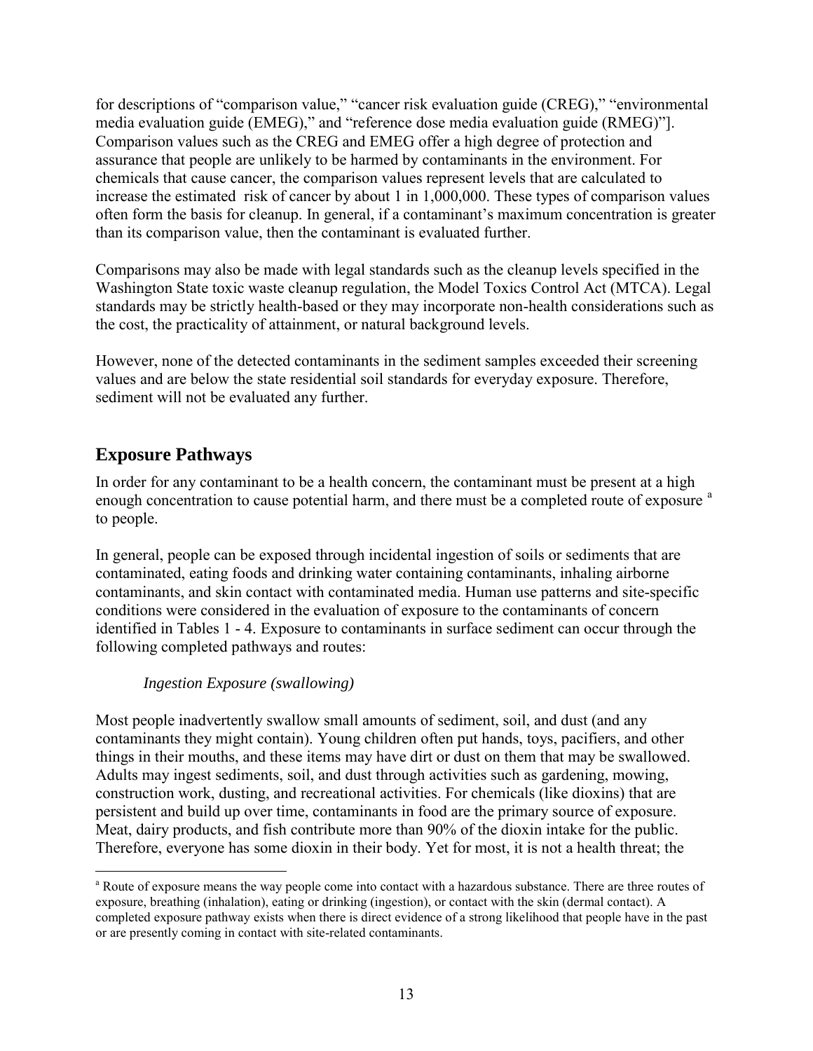for descriptions of "comparison value," "cancer risk evaluation guide (CREG)," "environmental media evaluation guide (EMEG)," and "reference dose media evaluation guide (RMEG)"]. Comparison values such as the CREG and EMEG offer a high degree of protection and assurance that people are unlikely to be harmed by contaminants in the environment. For chemicals that cause cancer, the comparison values represent levels that are calculated to increase the estimated risk of cancer by about 1 in 1,000,000. These types of comparison values often form the basis for cleanup. In general, if a contaminant's maximum concentration is greater than its comparison value, then the contaminant is evaluated further.

Comparisons may also be made with legal standards such as the cleanup levels specified in the Washington State toxic waste cleanup regulation, the Model Toxics Control Act (MTCA). Legal standards may be strictly health-based or they may incorporate non-health considerations such as the cost, the practicality of attainment, or natural background levels.

However, none of the detected contaminants in the sediment samples exceeded their screening values and are below the state residential soil standards for everyday exposure. Therefore, sediment will not be evaluated any further.

## Exposure Pathways

In order for any contaminant to be a health concern, the contaminant must be present at a high enough concentration to cause potential harm, and there must be a completed route of exposure [a] to people.

In general, people can be exposed through incidental ingestion of soils or sediments that are contaminated, eating foods and drinking water containing contaminants, inhaling airborne contaminants, and skin contact with contaminated media. Human use patterns and site-specific conditions were considered in the evaluation of exposure to the contaminants of concern identified in Tables 1 - 4. Exposure to contaminants in surface sediment can occur through the following completed pathways and routes:

*Ingestion Exposure (swallowing)*

Most people inadvertently swallow small amounts of sediment, soil, and dust (and any contaminants they might contain). Young children often put hands, toys, pacifiers, and other things in their mouths, and these items may have dirt or dust on them that may be swallowed. Adults may ingest sediments, soil, and dust through activities such as gardening, mowing, construction work, dusting, and recreational activities. For chemicals (like dioxins) that are persistent and build up over time, contaminants in food are the primary source of exposure. Meat, dairy products, and fish contribute more than 90% of the dioxin intake for the public. Therefore, everyone has some dioxin in their body. Yet for most, it is not a health threat; the

[a] Route of exposure means the way people come into contact with a hazardous substance. There are three routes of exposure, breathing (inhalation), eating or drinking (ingestion), or contact with the skin (dermal contact). A completed exposure pathway exists when there is direct evidence of a strong likelihood that people have in the past or are presently coming in contact with site-related contaminants.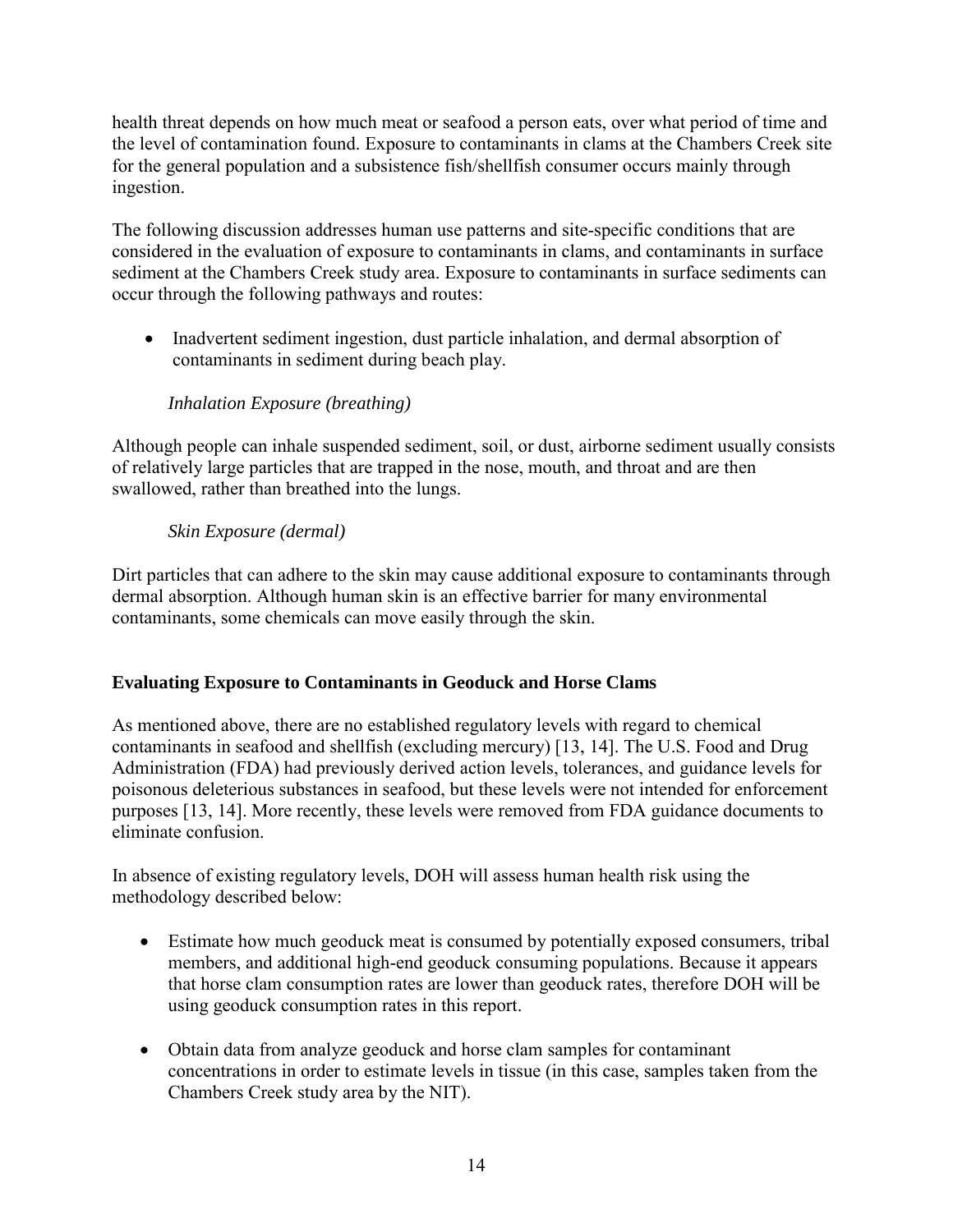health threat depends on how much meat or seafood a person eats, over what period of time and the level of contamination found. Exposure to contaminants in clams at the Chambers Creek site for the general population and a subsistence fish/shellfish consumer occurs mainly through ingestion.

The following discussion addresses human use patterns and site-specific conditions that are considered in the evaluation of exposure to contaminants in clams, and contaminants in surface sediment at the Chambers Creek study area. Exposure to contaminants in surface sediments can occur through the following pathways and routes:

- Inadvertent sediment ingestion, dust particle inhalation, and dermal absorption of contaminants in sediment during beach play.

*Inhalation Exposure (breathing)*

Although people can inhale suspended sediment, soil, or dust, airborne sediment usually consists of relatively large particles that are trapped in the nose, mouth, and throat and are then swallowed, rather than breathed into the lungs.

*Skin Exposure (dermal)*

Dirt particles that can adhere to the skin may cause additional exposure to contaminants through dermal absorption. Although human skin is an effective barrier for many environmental contaminants, some chemicals can move easily through the skin.

**Evaluating Exposure to Contaminants in Geoduck and Horse Clams**

As mentioned above, there are no established regulatory levels with regard to chemical contaminants in seafood and shellfish (excluding mercury) [13, 14]. The U.S. Food and Drug Administration (FDA) had previously derived action levels, tolerances, and guidance levels for poisonous deleterious substances in seafood, but these levels were not intended for enforcement purposes [13, 14]. More recently, these levels were removed from FDA guidance documents to eliminate confusion.

In absence of existing regulatory levels, DOH will assess human health risk using the methodology described below:

- Estimate how much geoduck meat is consumed by potentially exposed consumers, tribal members, and additional high-end geoduck consuming populations. Because it appears that horse clam consumption rates are lower than geoduck rates, therefore DOH will be using geoduck consumption rates in this report.

- Obtain data from analyze geoduck and horse clam samples for contaminant concentrations in order to estimate levels in tissue (in this case, samples taken from the Chambers Creek study area by the NIT).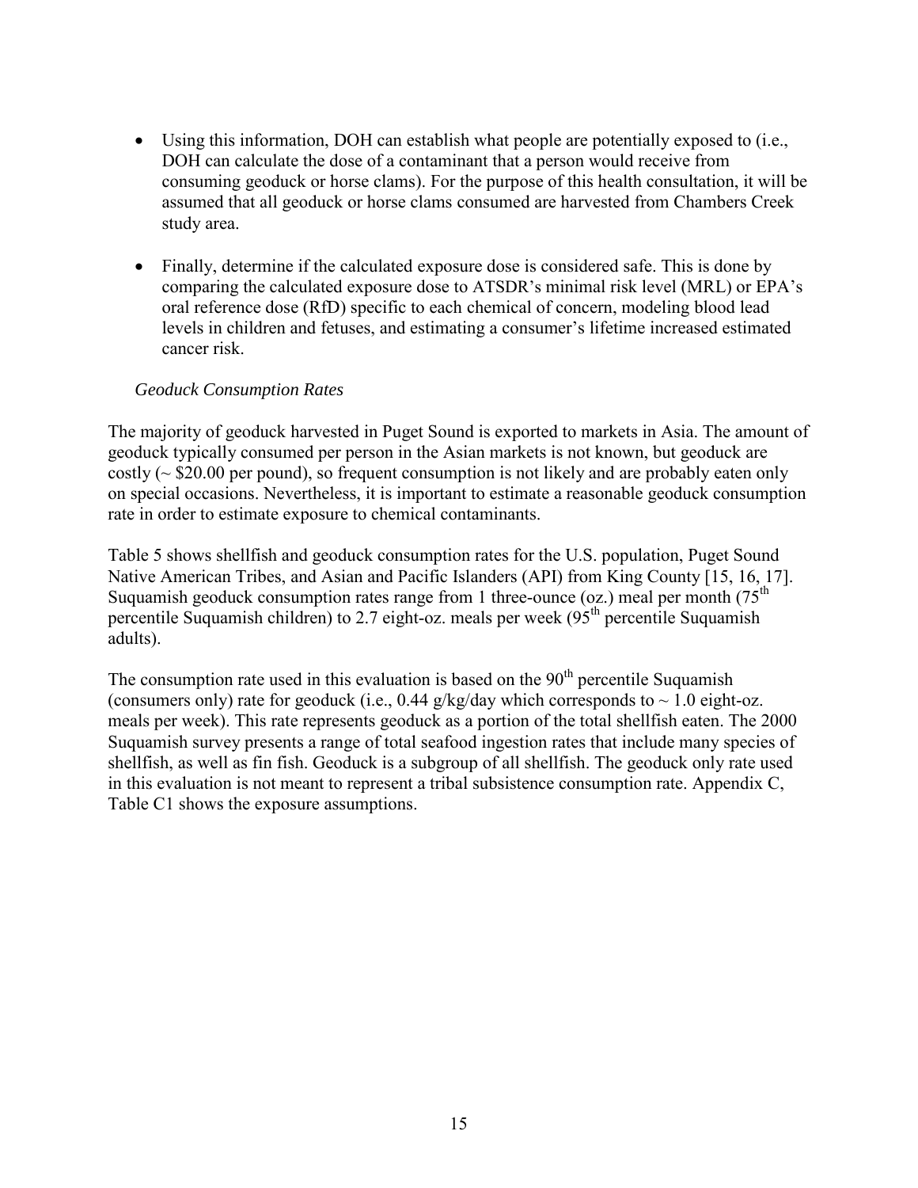- Using this information, DOH can establish what people are potentially exposed to (i.e., DOH can calculate the dose of a contaminant that a person would receive from consuming geoduck or horse clams). For the purpose of this health consultation, it will be assumed that all geoduck or horse clams consumed are harvested from Chambers Creek study area.
- Finally, determine if the calculated exposure dose is considered safe. This is done by comparing the calculated exposure dose to ATSDR's minimal risk level (MRL) or EPA's oral reference dose (RfD) specific to each chemical of concern, modeling blood lead levels in children and fetuses, and estimating a consumer's lifetime increased estimated cancer risk.

*Geoduck Consumption Rates*

The majority of geoduck harvested in Puget Sound is exported to markets in Asia. The amount of geoduck typically consumed per person in the Asian markets is not known, but geoduck are costly (~ $20.00 per pound), so frequent consumption is not likely and are probably eaten only on special occasions. Nevertheless, it is important to estimate a reasonable geoduck consumption rate in order to estimate exposure to chemical contaminants.

Table 5 shows shellfish and geoduck consumption rates for the U.S. population, Puget Sound Native American Tribes, and Asian and Pacific Islanders (API) from King County [15, 16, 17]. Suquamish geoduck consumption rates range from 1 three-ounce (oz.) meal per month (75th percentile Suquamish children) to 2.7 eight-oz. meals per week (95th percentile Suquamish adults).

The consumption rate used in this evaluation is based on the 90th percentile Suquamish (consumers only) rate for geoduck (i.e., 0.44 g/kg/day which corresponds to ~ 1.0 eight-oz. meals per week). This rate represents geoduck as a portion of the total shellfish eaten. The 2000 Suquamish survey presents a range of total seafood ingestion rates that include many species of shellfish, as well as fin fish. Geoduck is a subgroup of all shellfish. The geoduck only rate used in this evaluation is not meant to represent a tribal subsistence consumption rate. Appendix C, Table C1 shows the exposure assumptions.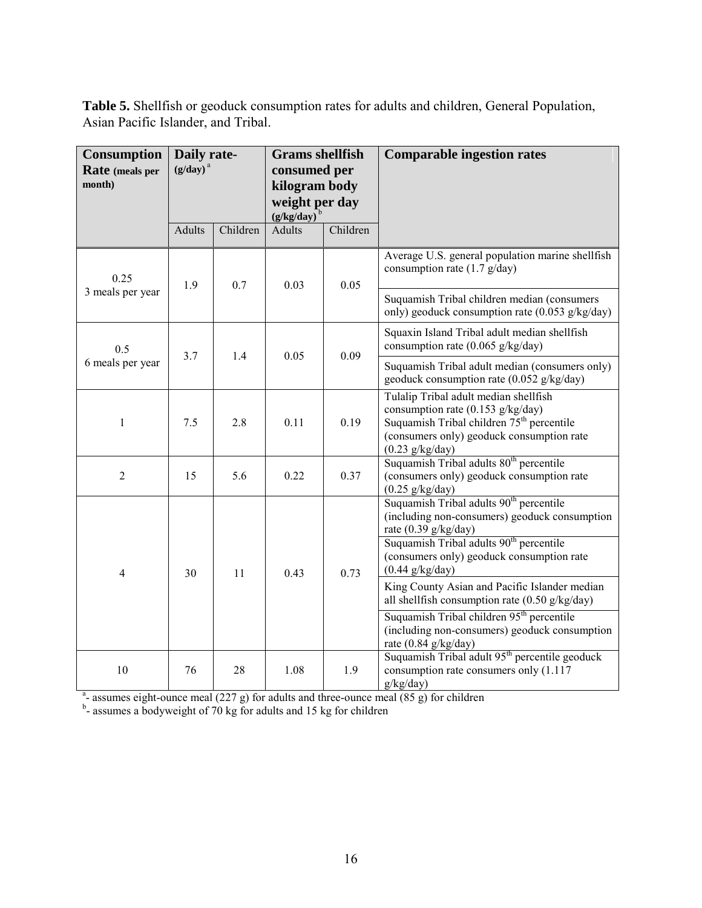**Table 5.** Shellfish or geoduck consumption rates for adults and children, General Population, Asian Pacific Islander, and Tribal.

| Consumption Rate (meals per month) | Daily rate- (g/day) [a] | | Grams shellfish consumed per kilogram body weight per day (g/kg/day) [b] | | Comparable ingestion rates |
|---|---|---|---|---|---|
| | Adults | Children | Adults | Children | |
| 0.25<br>3 meals per year | 1.9 | 0.7 | 0.03 | 0.05 | Average U.S. general population marine shellfish consumption rate (1.7 g/day)<br>Suquamish Tribal children median (consumers only) geoduck consumption rate (0.053 g/kg/day) |
| 0.5<br>6 meals per year | 3.7 | 1.4 | 0.05 | 0.09 | Squaxin Island Tribal adult median shellfish consumption rate (0.065 g/kg/day)<br>Suquamish Tribal adult median (consumers only) geoduck consumption rate (0.052 g/kg/day) |
| 1 | 7.5 | 2.8 | 0.11 | 0.19 | Tulalip Tribal adult median shellfish consumption rate (0.153 g/kg/day)<br>Suquamish Tribal children 75th percentile (consumers only) geoduck consumption rate (0.23 g/kg/day) |
| 2 | 15 | 5.6 | 0.22 | 0.37 | Suquamish Tribal adults 80th percentile (consumers only) geoduck consumption rate (0.25 g/kg/day) |
| 4 | 30 | 11 | 0.43 | 0.73 | Suquamish Tribal adults 90th percentile (including non-consumers) geoduck consumption rate (0.39 g/kg/day)<br>Suquamish Tribal adults 90th percentile (consumers only) geoduck consumption rate (0.44 g/kg/day)<br>King County Asian and Pacific Islander median all shellfish consumption rate (0.50 g/kg/day)<br>Suquamish Tribal children 95th percentile (including non-consumers) geoduck consumption rate (0.84 g/kg/day) |
| 10 | 76 | 28 | 1.08 | 1.9 | Suquamish Tribal adult 95th percentile geoduck consumption rate consumers only (1.117 g/kg/day) |

[a]- assumes eight-ounce meal (227 g) for adults and three-ounce meal (85 g) for children
[b]- assumes a bodyweight of 70 kg for adults and 15 kg for children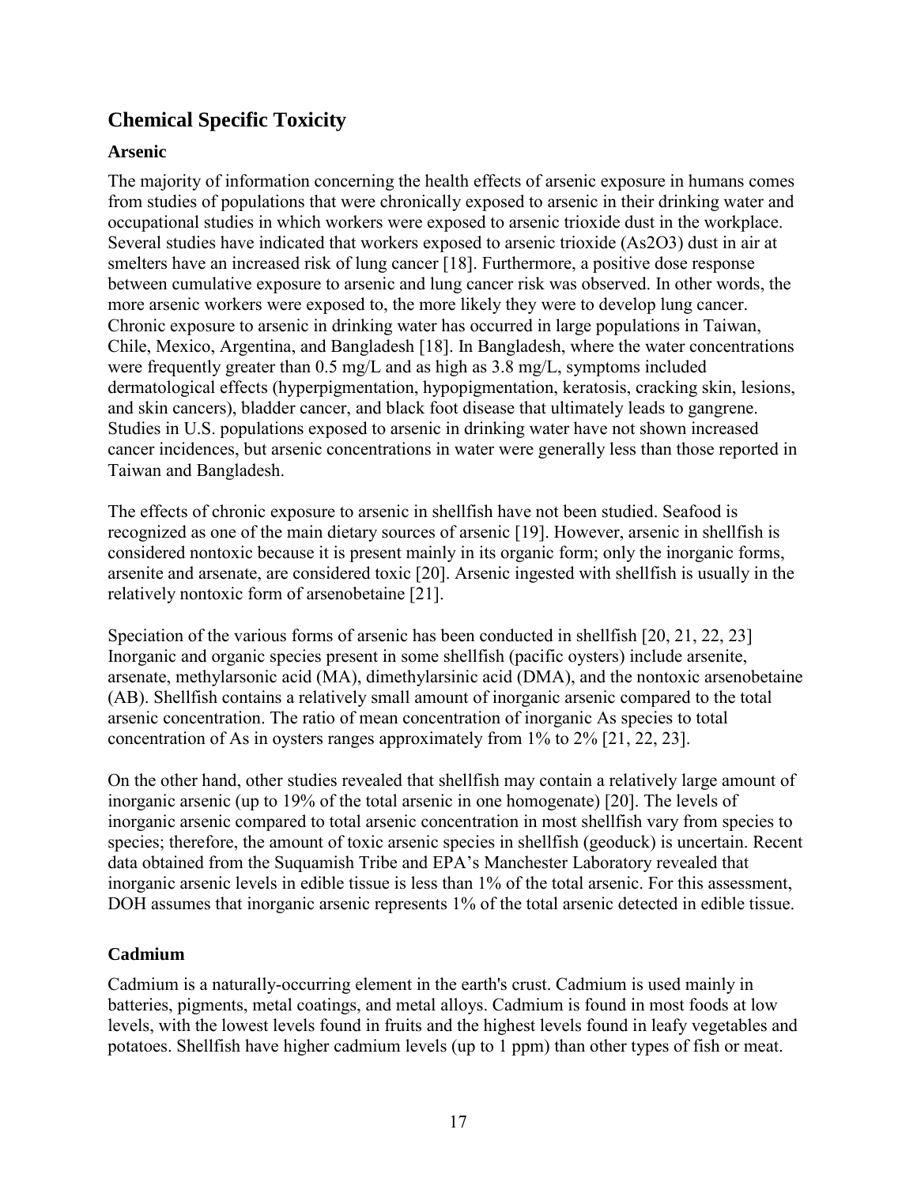## Chemical Specific Toxicity

### Arsenic

The majority of information concerning the health effects of arsenic exposure in humans comes from studies of populations that were chronically exposed to arsenic in their drinking water and occupational studies in which workers were exposed to arsenic trioxide dust in the workplace. Several studies have indicated that workers exposed to arsenic trioxide ($As_2O_3$) dust in air at smelters have an increased risk of lung cancer [18]. Furthermore, a positive dose response between cumulative exposure to arsenic and lung cancer risk was observed. In other words, the more arsenic workers were exposed to, the more likely they were to develop lung cancer. Chronic exposure to arsenic in drinking water has occurred in large populations in Taiwan, Chile, Mexico, Argentina, and Bangladesh [18]. In Bangladesh, where the water concentrations were frequently greater than 0.5 mg/L and as high as 3.8 mg/L, symptoms included dermatological effects (hyperpigmentation, hypopigmentation, keratosis, cracking skin, lesions, and skin cancers), bladder cancer, and black foot disease that ultimately leads to gangrene. Studies in U.S. populations exposed to arsenic in drinking water have not shown increased cancer incidences, but arsenic concentrations in water were generally less than those reported in Taiwan and Bangladesh.

The effects of chronic exposure to arsenic in shellfish have not been studied. Seafood is recognized as one of the main dietary sources of arsenic [19]. However, arsenic in shellfish is considered nontoxic because it is present mainly in its organic form; only the inorganic forms, arsenite and arsenate, are considered toxic [20]. Arsenic ingested with shellfish is usually in the relatively nontoxic form of arsenobetaine [21].

Speciation of the various forms of arsenic has been conducted in shellfish [20, 21, 22, 23] Inorganic and organic species present in some shellfish (pacific oysters) include arsenite, arsenate, methylarsonic acid (MA), dimethylarsinic acid (DMA), and the nontoxic arsenobetaine (AB). Shellfish contains a relatively small amount of inorganic arsenic compared to the total arsenic concentration. The ratio of mean concentration of inorganic As species to total concentration of As in oysters ranges approximately from 1% to 2% [21, 22, 23].

On the other hand, other studies revealed that shellfish may contain a relatively large amount of inorganic arsenic (up to 19% of the total arsenic in one homogenate) [20]. The levels of inorganic arsenic compared to total arsenic concentration in most shellfish vary from species to species; therefore, the amount of toxic arsenic species in shellfish (geoduck) is uncertain. Recent data obtained from the Suquamish Tribe and EPA's Manchester Laboratory revealed that inorganic arsenic levels in edible tissue is less than 1% of the total arsenic. For this assessment, DOH assumes that inorganic arsenic represents 1% of the total arsenic detected in edible tissue.

### Cadmium

Cadmium is a naturally-occurring element in the earth's crust. Cadmium is used mainly in batteries, pigments, metal coatings, and metal alloys. Cadmium is found in most foods at low levels, with the lowest levels found in fruits and the highest levels found in leafy vegetables and potatoes. Shellfish have higher cadmium levels (up to 1 ppm) than other types of fish or meat.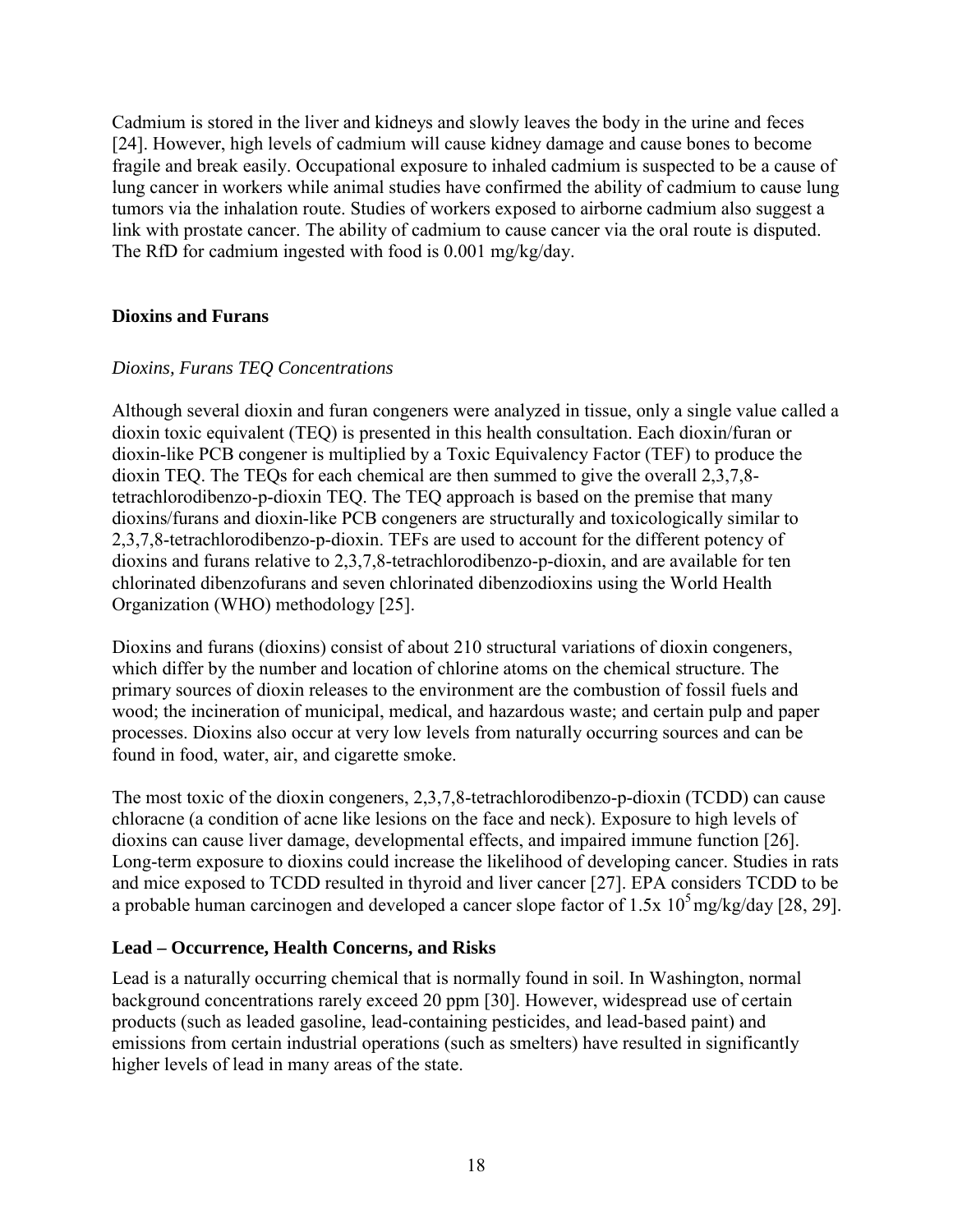Cadmium is stored in the liver and kidneys and slowly leaves the body in the urine and feces [24]. However, high levels of cadmium will cause kidney damage and cause bones to become fragile and break easily. Occupational exposure to inhaled cadmium is suspected to be a cause of lung cancer in workers while animal studies have confirmed the ability of cadmium to cause lung tumors via the inhalation route. Studies of workers exposed to airborne cadmium also suggest a link with prostate cancer. The ability of cadmium to cause cancer via the oral route is disputed. The RfD for cadmium ingested with food is 0.001 mg/kg/day.

## Dioxins and Furans

### *Dioxins, Furans TEQ Concentrations*

Although several dioxin and furan congeners were analyzed in tissue, only a single value called a dioxin toxic equivalent (TEQ) is presented in this health consultation. Each dioxin/furan or dioxin-like PCB congener is multiplied by a Toxic Equivalency Factor (TEF) to produce the dioxin TEQ. The TEQs for each chemical are then summed to give the overall 2,3,7,8-tetrachlorodibenzo-p-dioxin TEQ. The TEQ approach is based on the premise that many dioxins/furans and dioxin-like PCB congeners are structurally and toxicologically similar to 2,3,7,8-tetrachlorodibenzo-p-dioxin. TEFs are used to account for the different potency of dioxins and furans relative to 2,3,7,8-tetrachlorodibenzo-p-dioxin, and are available for ten chlorinated dibenzofurans and seven chlorinated dibenzodioxins using the World Health Organization (WHO) methodology [25].

Dioxins and furans (dioxins) consist of about 210 structural variations of dioxin congeners, which differ by the number and location of chlorine atoms on the chemical structure. The primary sources of dioxin releases to the environment are the combustion of fossil fuels and wood; the incineration of municipal, medical, and hazardous waste; and certain pulp and paper processes. Dioxins also occur at very low levels from naturally occurring sources and can be found in food, water, air, and cigarette smoke.

The most toxic of the dioxin congeners, 2,3,7,8-tetrachlorodibenzo-p-dioxin (TCDD) can cause chloracne (a condition of acne like lesions on the face and neck). Exposure to high levels of dioxins can cause liver damage, developmental effects, and impaired immune function [26]. Long-term exposure to dioxins could increase the likelihood of developing cancer. Studies in rats and mice exposed to TCDD resulted in thyroid and liver cancer [27]. EPA considers TCDD to be a probable human carcinogen and developed a cancer slope factor of $1.5 \times 10^{5}$ mg/kg/day [28, 29].

## Lead – Occurrence, Health Concerns, and Risks

Lead is a naturally occurring chemical that is normally found in soil. In Washington, normal background concentrations rarely exceed 20 ppm [30]. However, widespread use of certain products (such as leaded gasoline, lead-containing pesticides, and lead-based paint) and emissions from certain industrial operations (such as smelters) have resulted in significantly higher levels of lead in many areas of the state.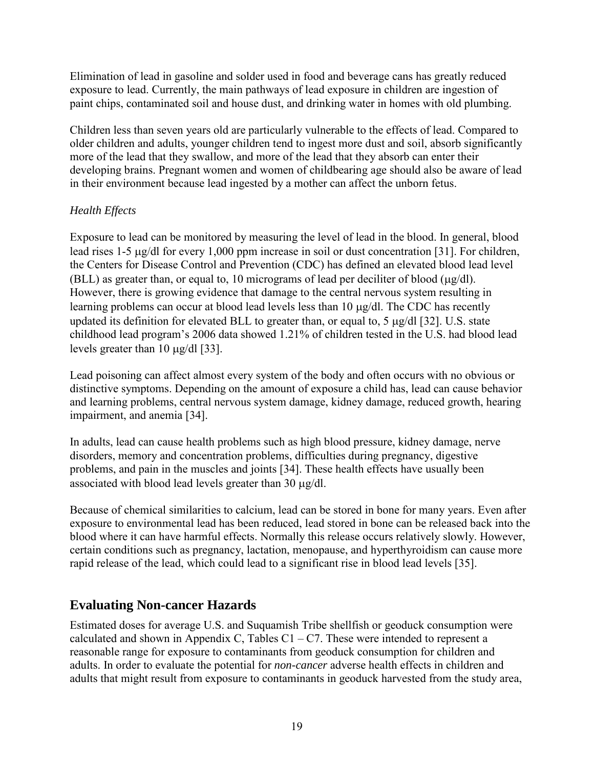Elimination of lead in gasoline and solder used in food and beverage cans has greatly reduced exposure to lead. Currently, the main pathways of lead exposure in children are ingestion of paint chips, contaminated soil and house dust, and drinking water in homes with old plumbing.

Children less than seven years old are particularly vulnerable to the effects of lead. Compared to older children and adults, younger children tend to ingest more dust and soil, absorb significantly more of the lead that they swallow, and more of the lead that they absorb can enter their developing brains. Pregnant women and women of childbearing age should also be aware of lead in their environment because lead ingested by a mother can affect the unborn fetus.

*Health Effects*

Exposure to lead can be monitored by measuring the level of lead in the blood. In general, blood lead rises 1-5 μg/dl for every 1,000 ppm increase in soil or dust concentration [31]. For children, the Centers for Disease Control and Prevention (CDC) has defined an elevated blood lead level (BLL) as greater than, or equal to, 10 micrograms of lead per deciliter of blood (μg/dl). However, there is growing evidence that damage to the central nervous system resulting in learning problems can occur at blood lead levels less than 10 μg/dl. The CDC has recently updated its definition for elevated BLL to greater than, or equal to, 5 μg/dl [32]. U.S. state childhood lead program's 2006 data showed 1.21% of children tested in the U.S. had blood lead levels greater than 10 μg/dl [33].

Lead poisoning can affect almost every system of the body and often occurs with no obvious or distinctive symptoms. Depending on the amount of exposure a child has, lead can cause behavior and learning problems, central nervous system damage, kidney damage, reduced growth, hearing impairment, and anemia [34].

In adults, lead can cause health problems such as high blood pressure, kidney damage, nerve disorders, memory and concentration problems, difficulties during pregnancy, digestive problems, and pain in the muscles and joints [34]. These health effects have usually been associated with blood lead levels greater than 30 μg/dl.

Because of chemical similarities to calcium, lead can be stored in bone for many years. Even after exposure to environmental lead has been reduced, lead stored in bone can be released back into the blood where it can have harmful effects. Normally this release occurs relatively slowly. However, certain conditions such as pregnancy, lactation, menopause, and hyperthyroidism can cause more rapid release of the lead, which could lead to a significant rise in blood lead levels [35].

## Evaluating Non-cancer Hazards

Estimated doses for average U.S. and Suquamish Tribe shellfish or geoduck consumption were calculated and shown in Appendix C, Tables C1 – C7. These were intended to represent a reasonable range for exposure to contaminants from geoduck consumption for children and adults. In order to evaluate the potential for *non-cancer* adverse health effects in children and adults that might result from exposure to contaminants in geoduck harvested from the study area,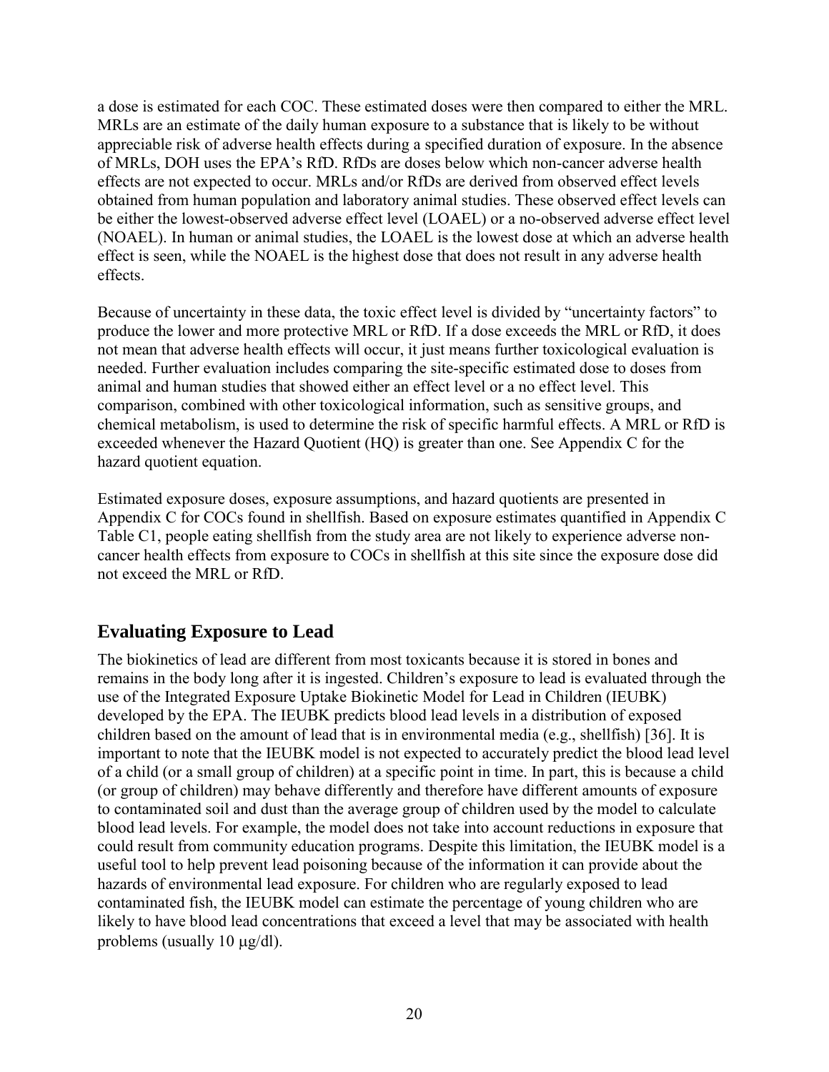a dose is estimated for each COC. These estimated doses were then compared to either the MRL. MRLs are an estimate of the daily human exposure to a substance that is likely to be without appreciable risk of adverse health effects during a specified duration of exposure. In the absence of MRLs, DOH uses the EPA's RfD. RfDs are doses below which non-cancer adverse health effects are not expected to occur. MRLs and/or RfDs are derived from observed effect levels obtained from human population and laboratory animal studies. These observed effect levels can be either the lowest-observed adverse effect level (LOAEL) or a no-observed adverse effect level (NOAEL). In human or animal studies, the LOAEL is the lowest dose at which an adverse health effect is seen, while the NOAEL is the highest dose that does not result in any adverse health effects.

Because of uncertainty in these data, the toxic effect level is divided by "uncertainty factors" to produce the lower and more protective MRL or RfD. If a dose exceeds the MRL or RfD, it does not mean that adverse health effects will occur, it just means further toxicological evaluation is needed. Further evaluation includes comparing the site-specific estimated dose to doses from animal and human studies that showed either an effect level or a no effect level. This comparison, combined with other toxicological information, such as sensitive groups, and chemical metabolism, is used to determine the risk of specific harmful effects. A MRL or RfD is exceeded whenever the Hazard Quotient (HQ) is greater than one. See Appendix C for the hazard quotient equation.

Estimated exposure doses, exposure assumptions, and hazard quotients are presented in Appendix C for COCs found in shellfish. Based on exposure estimates quantified in Appendix C Table C1, people eating shellfish from the study area are not likely to experience adverse non-cancer health effects from exposure to COCs in shellfish at this site since the exposure dose did not exceed the MRL or RfD.

## Evaluating Exposure to Lead

The biokinetics of lead are different from most toxicants because it is stored in bones and remains in the body long after it is ingested. Children's exposure to lead is evaluated through the use of the Integrated Exposure Uptake Biokinetic Model for Lead in Children (IEUBK) developed by the EPA. The IEUBK predicts blood lead levels in a distribution of exposed children based on the amount of lead that is in environmental media (e.g., shellfish) [36]. It is important to note that the IEUBK model is not expected to accurately predict the blood lead level of a child (or a small group of children) at a specific point in time. In part, this is because a child (or group of children) may behave differently and therefore have different amounts of exposure to contaminated soil and dust than the average group of children used by the model to calculate blood lead levels. For example, the model does not take into account reductions in exposure that could result from community education programs. Despite this limitation, the IEUBK model is a useful tool to help prevent lead poisoning because of the information it can provide about the hazards of environmental lead exposure. For children who are regularly exposed to lead contaminated fish, the IEUBK model can estimate the percentage of young children who are likely to have blood lead concentrations that exceed a level that may be associated with health problems (usually 10 μg/dl).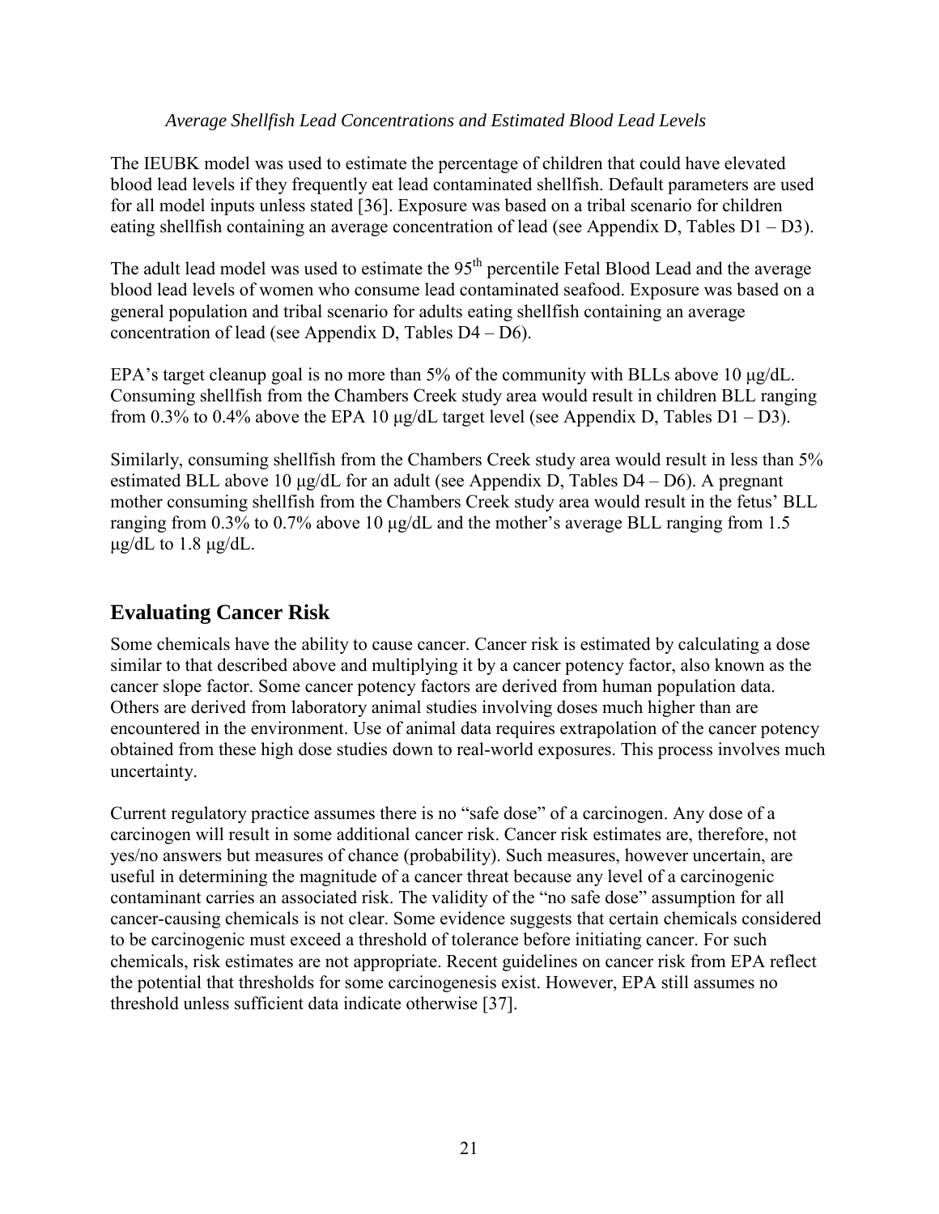*Average Shellfish Lead Concentrations and Estimated Blood Lead Levels*

The IEUBK model was used to estimate the percentage of children that could have elevated blood lead levels if they frequently eat lead contaminated shellfish. Default parameters are used for all model inputs unless stated [36]. Exposure was based on a tribal scenario for children eating shellfish containing an average concentration of lead (see Appendix D, Tables D1 – D3).

The adult lead model was used to estimate the 95th percentile Fetal Blood Lead and the average blood lead levels of women who consume lead contaminated seafood. Exposure was based on a general population and tribal scenario for adults eating shellfish containing an average concentration of lead (see Appendix D, Tables D4 – D6).

EPA's target cleanup goal is no more than 5% of the community with BLLs above 10 μg/dL. Consuming shellfish from the Chambers Creek study area would result in children BLL ranging from 0.3% to 0.4% above the EPA 10 μg/dL target level (see Appendix D, Tables D1 – D3).

Similarly, consuming shellfish from the Chambers Creek study area would result in less than 5% estimated BLL above 10 μg/dL for an adult (see Appendix D, Tables D4 – D6). A pregnant mother consuming shellfish from the Chambers Creek study area would result in the fetus' BLL ranging from 0.3% to 0.7% above 10 μg/dL and the mother's average BLL ranging from 1.5 μg/dL to 1.8 μg/dL.

## Evaluating Cancer Risk

Some chemicals have the ability to cause cancer. Cancer risk is estimated by calculating a dose similar to that described above and multiplying it by a cancer potency factor, also known as the cancer slope factor. Some cancer potency factors are derived from human population data. Others are derived from laboratory animal studies involving doses much higher than are encountered in the environment. Use of animal data requires extrapolation of the cancer potency obtained from these high dose studies down to real-world exposures. This process involves much uncertainty.

Current regulatory practice assumes there is no "safe dose" of a carcinogen. Any dose of a carcinogen will result in some additional cancer risk. Cancer risk estimates are, therefore, not yes/no answers but measures of chance (probability). Such measures, however uncertain, are useful in determining the magnitude of a cancer threat because any level of a carcinogenic contaminant carries an associated risk. The validity of the "no safe dose" assumption for all cancer-causing chemicals is not clear. Some evidence suggests that certain chemicals considered to be carcinogenic must exceed a threshold of tolerance before initiating cancer. For such chemicals, risk estimates are not appropriate. Recent guidelines on cancer risk from EPA reflect the potential that thresholds for some carcinogenesis exist. However, EPA still assumes no threshold unless sufficient data indicate otherwise [37].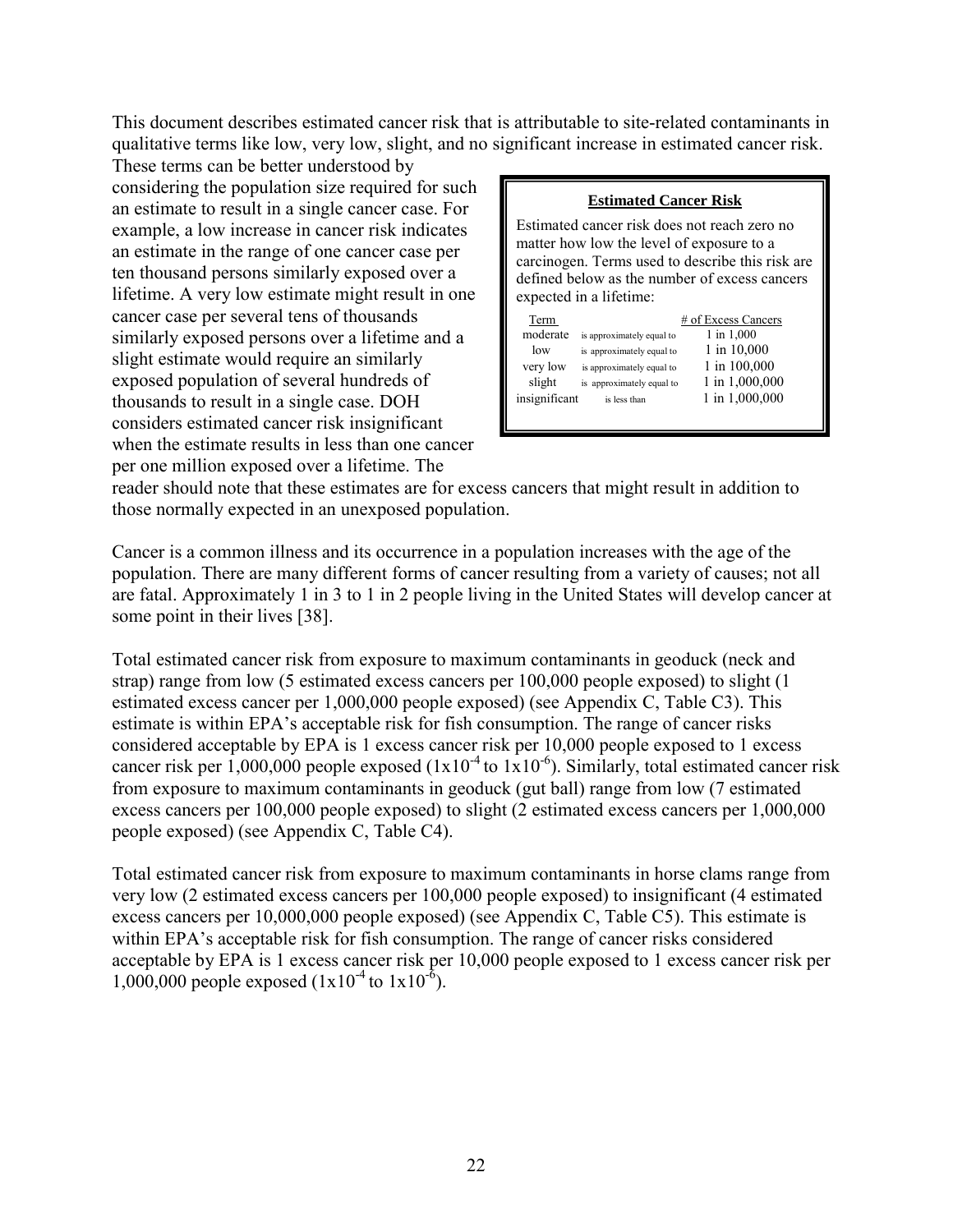This document describes estimated cancer risk that is attributable to site-related contaminants in qualitative terms like low, very low, slight, and no significant increase in estimated cancer risk. These terms can be better understood by considering the population size required for such an estimate to result in a single cancer case. For example, a low increase in cancer risk indicates an estimate in the range of one cancer case per ten thousand persons similarly exposed over a lifetime. A very low estimate might result in one cancer case per several tens of thousands similarly exposed persons over a lifetime and a slight estimate would require an similarly exposed population of several hundreds of thousands to result in a single case. DOH considers estimated cancer risk insignificant when the estimate results in less than one cancer per one million exposed over a lifetime. The reader should note that these estimates are for excess cancers that might result in addition to those normally expected in an unexposed population.

**Estimated Cancer Risk**

Estimated cancer risk does not reach zero no matter how low the level of exposure to a carcinogen. Terms used to describe this risk are defined below as the number of excess cancers expected in a lifetime:

| Term | | # of Excess Cancers |
|---|---|---|
| moderate | is approximately equal to | 1 in 1,000 |
| low | is approximately equal to | 1 in 10,000 |
| very low | is approximately equal to | 1 in 100,000 |
| slight | is approximately equal to | 1 in 1,000,000 |
| insignificant | is less than | 1 in 1,000,000 |

Cancer is a common illness and its occurrence in a population increases with the age of the population. There are many different forms of cancer resulting from a variety of causes; not all are fatal. Approximately 1 in 3 to 1 in 2 people living in the United States will develop cancer at some point in their lives [38].

Total estimated cancer risk from exposure to maximum contaminants in geoduck (neck and strap) range from low (5 estimated excess cancers per 100,000 people exposed) to slight (1 estimated excess cancer per 1,000,000 people exposed) (see Appendix C, Table C3). This estimate is within EPA's acceptable risk for fish consumption. The range of cancer risks considered acceptable by EPA is 1 excess cancer risk per 10,000 people exposed to 1 excess cancer risk per 1,000,000 people exposed ($1x10^{-4}$ to $1x10^{-6}$). Similarly, total estimated cancer risk from exposure to maximum contaminants in geoduck (gut ball) range from low (7 estimated excess cancers per 100,000 people exposed) to slight (2 estimated excess cancers per 1,000,000 people exposed) (see Appendix C, Table C4).

Total estimated cancer risk from exposure to maximum contaminants in horse clams range from very low (2 estimated excess cancers per 100,000 people exposed) to insignificant (4 estimated excess cancers per 10,000,000 people exposed) (see Appendix C, Table C5). This estimate is within EPA's acceptable risk for fish consumption. The range of cancer risks considered acceptable by EPA is 1 excess cancer risk per 10,000 people exposed to 1 excess cancer risk per 1,000,000 people exposed ($1x10^{-4}$ to $1x10^{-6}$).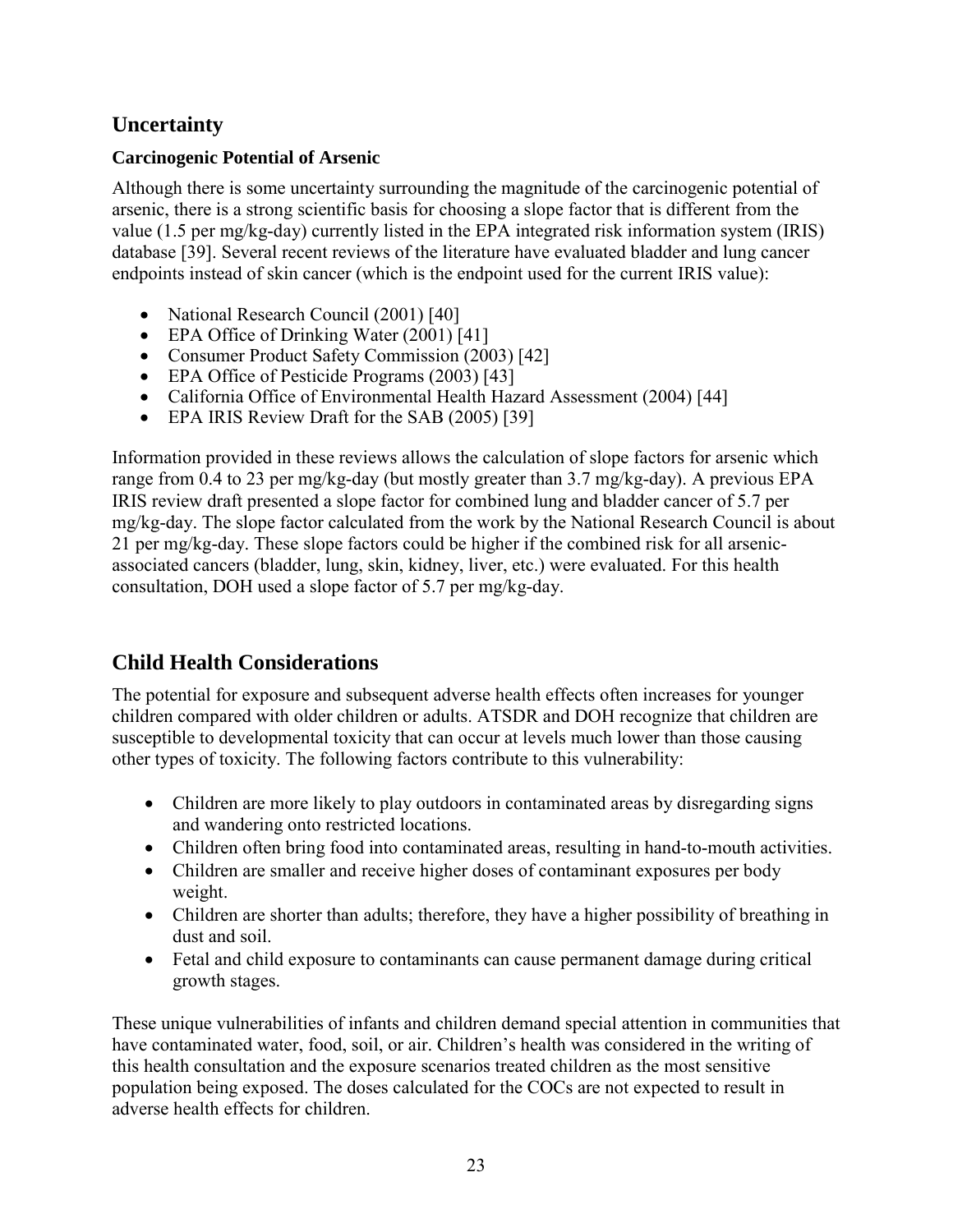## Uncertainty

### Carcinogenic Potential of Arsenic

Although there is some uncertainty surrounding the magnitude of the carcinogenic potential of arsenic, there is a strong scientific basis for choosing a slope factor that is different from the value (1.5 per mg/kg-day) currently listed in the EPA integrated risk information system (IRIS) database [39]. Several recent reviews of the literature have evaluated bladder and lung cancer endpoints instead of skin cancer (which is the endpoint used for the current IRIS value):

- National Research Council (2001) [40]
- EPA Office of Drinking Water (2001) [41]
- Consumer Product Safety Commission (2003) [42]
- EPA Office of Pesticide Programs (2003) [43]
- California Office of Environmental Health Hazard Assessment (2004) [44]
- EPA IRIS Review Draft for the SAB (2005) [39]

Information provided in these reviews allows the calculation of slope factors for arsenic which range from 0.4 to 23 per mg/kg-day (but mostly greater than 3.7 mg/kg-day). A previous EPA IRIS review draft presented a slope factor for combined lung and bladder cancer of 5.7 per mg/kg-day. The slope factor calculated from the work by the National Research Council is about 21 per mg/kg-day. These slope factors could be higher if the combined risk for all arsenic-associated cancers (bladder, lung, skin, kidney, liver, etc.) were evaluated. For this health consultation, DOH used a slope factor of 5.7 per mg/kg-day.

## Child Health Considerations

The potential for exposure and subsequent adverse health effects often increases for younger children compared with older children or adults. ATSDR and DOH recognize that children are susceptible to developmental toxicity that can occur at levels much lower than those causing other types of toxicity. The following factors contribute to this vulnerability:

- Children are more likely to play outdoors in contaminated areas by disregarding signs and wandering onto restricted locations.
- Children often bring food into contaminated areas, resulting in hand-to-mouth activities.
- Children are smaller and receive higher doses of contaminant exposures per body weight.
- Children are shorter than adults; therefore, they have a higher possibility of breathing in dust and soil.
- Fetal and child exposure to contaminants can cause permanent damage during critical growth stages.

These unique vulnerabilities of infants and children demand special attention in communities that have contaminated water, food, soil, or air. Children's health was considered in the writing of this health consultation and the exposure scenarios treated children as the most sensitive population being exposed. The doses calculated for the COCs are not expected to result in adverse health effects for children.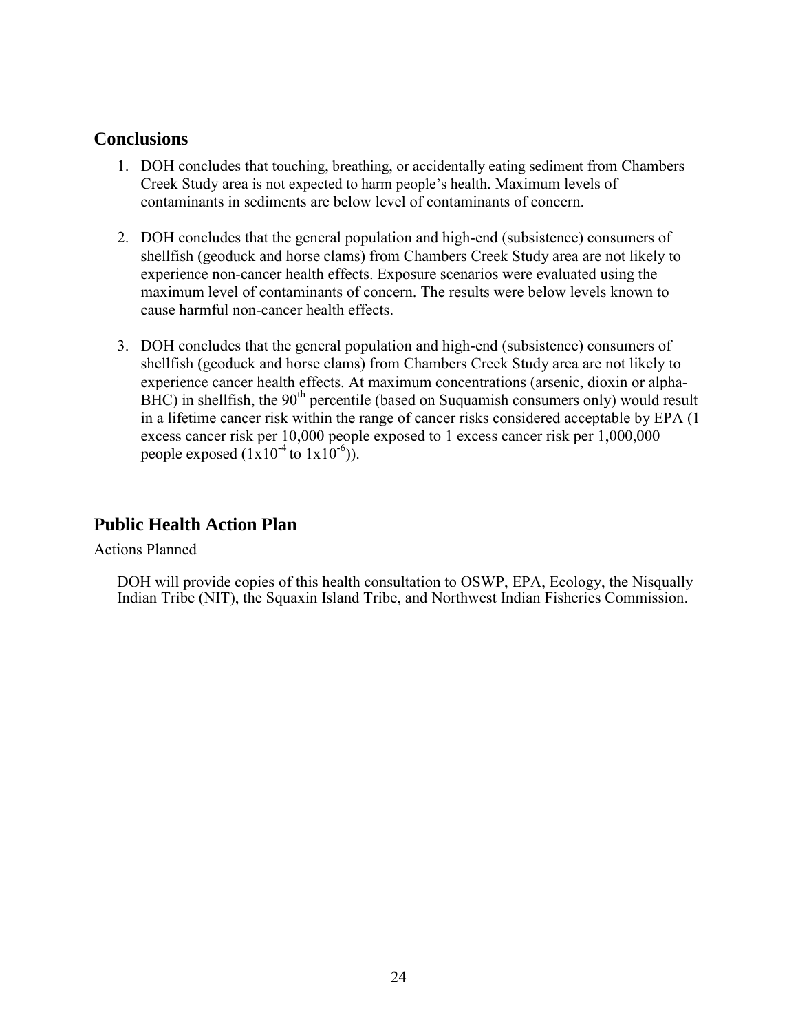## Conclusions

1. DOH concludes that touching, breathing, or accidentally eating sediment from Chambers Creek Study area is not expected to harm people's health. Maximum levels of contaminants in sediments are below level of contaminants of concern.

2. DOH concludes that the general population and high-end (subsistence) consumers of shellfish (geoduck and horse clams) from Chambers Creek Study area are not likely to experience non-cancer health effects. Exposure scenarios were evaluated using the maximum level of contaminants of concern. The results were below levels known to cause harmful non-cancer health effects.

3. DOH concludes that the general population and high-end (subsistence) consumers of shellfish (geoduck and horse clams) from Chambers Creek Study area are not likely to experience cancer health effects. At maximum concentrations (arsenic, dioxin or alpha-BHC) in shellfish, the $90^{th}$ percentile (based on Suquamish consumers only) would result in a lifetime cancer risk within the range of cancer risks considered acceptable by EPA (1 excess cancer risk per 10,000 people exposed to 1 excess cancer risk per 1,000,000 people exposed ($1x10^{-4}$ to $1x10^{-6}$)).

## Public Health Action Plan

Actions Planned

DOH will provide copies of this health consultation to OSWP, EPA, Ecology, the Nisqually Indian Tribe (NIT), the Squaxin Island Tribe, and Northwest Indian Fisheries Commission.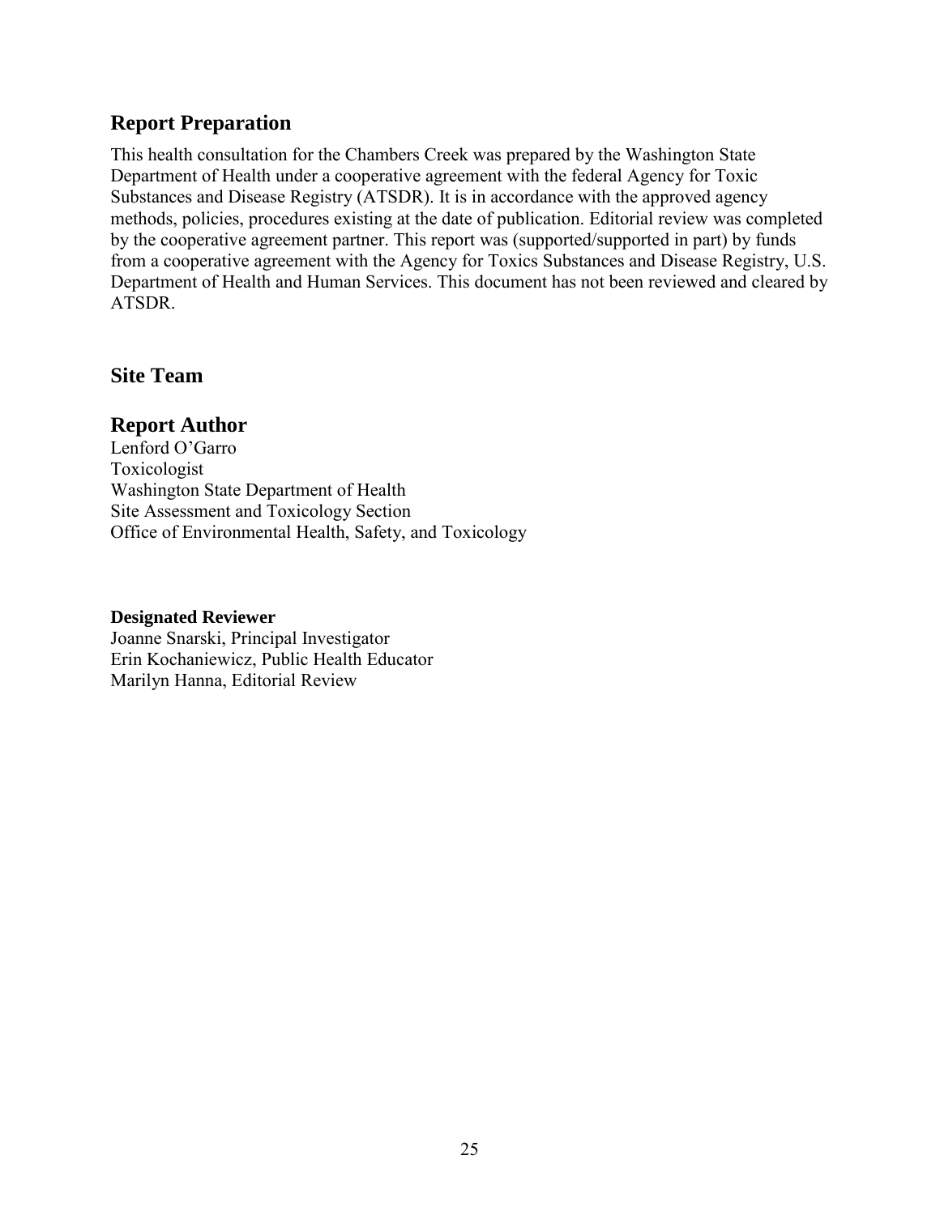## Report Preparation

This health consultation for the Chambers Creek was prepared by the Washington State Department of Health under a cooperative agreement with the federal Agency for Toxic Substances and Disease Registry (ATSDR). It is in accordance with the approved agency methods, policies, procedures existing at the date of publication. Editorial review was completed by the cooperative agreement partner. This report was (supported/supported in part) by funds from a cooperative agreement with the Agency for Toxics Substances and Disease Registry, U.S. Department of Health and Human Services. This document has not been reviewed and cleared by ATSDR.

## Site Team

## Report Author

Lenford O'Garro
Toxicologist
Washington State Department of Health
Site Assessment and Toxicology Section
Office of Environmental Health, Safety, and Toxicology

**Designated Reviewer**

Joanne Snarski, Principal Investigator
Erin Kochaniewicz, Public Health Educator
Marilyn Hanna, Editorial Review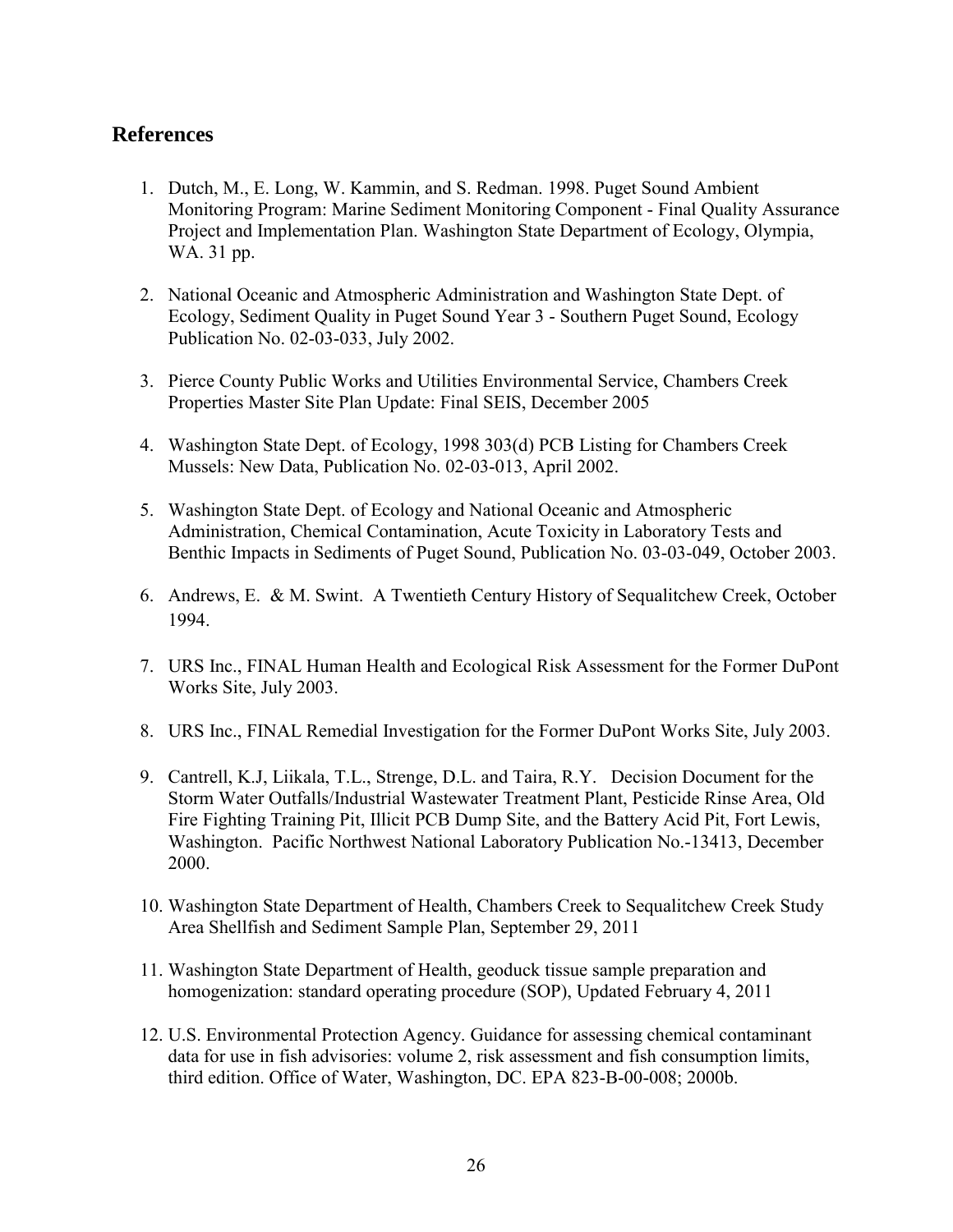## References

1. Dutch, M., E. Long, W. Kammin, and S. Redman. 1998. Puget Sound Ambient Monitoring Program: Marine Sediment Monitoring Component - Final Quality Assurance Project and Implementation Plan. Washington State Department of Ecology, Olympia, WA. 31 pp.

2. National Oceanic and Atmospheric Administration and Washington State Dept. of Ecology, Sediment Quality in Puget Sound Year 3 - Southern Puget Sound, Ecology Publication No. 02-03-033, July 2002.

3. Pierce County Public Works and Utilities Environmental Service, Chambers Creek Properties Master Site Plan Update: Final SEIS, December 2005

4. Washington State Dept. of Ecology, 1998 303(d) PCB Listing for Chambers Creek Mussels: New Data, Publication No. 02-03-013, April 2002.

5. Washington State Dept. of Ecology and National Oceanic and Atmospheric Administration, Chemical Contamination, Acute Toxicity in Laboratory Tests and Benthic Impacts in Sediments of Puget Sound, Publication No. 03-03-049, October 2003.

6. Andrews, E. & M. Swint. A Twentieth Century History of Sequalitchew Creek, October 1994.

7. URS Inc., FINAL Human Health and Ecological Risk Assessment for the Former DuPont Works Site, July 2003.

8. URS Inc., FINAL Remedial Investigation for the Former DuPont Works Site, July 2003.

9. Cantrell, K.J, Liikala, T.L., Strenge, D.L. and Taira, R.Y. Decision Document for the Storm Water Outfalls/Industrial Wastewater Treatment Plant, Pesticide Rinse Area, Old Fire Fighting Training Pit, Illicit PCB Dump Site, and the Battery Acid Pit, Fort Lewis, Washington. Pacific Northwest National Laboratory Publication No.-13413, December 2000.

10. Washington State Department of Health, Chambers Creek to Sequalitchew Creek Study Area Shellfish and Sediment Sample Plan, September 29, 2011

11. Washington State Department of Health, geoduck tissue sample preparation and homogenization: standard operating procedure (SOP), Updated February 4, 2011

12. U.S. Environmental Protection Agency. Guidance for assessing chemical contaminant data for use in fish advisories: volume 2, risk assessment and fish consumption limits, third edition. Office of Water, Washington, DC. EPA 823-B-00-008; 2000b.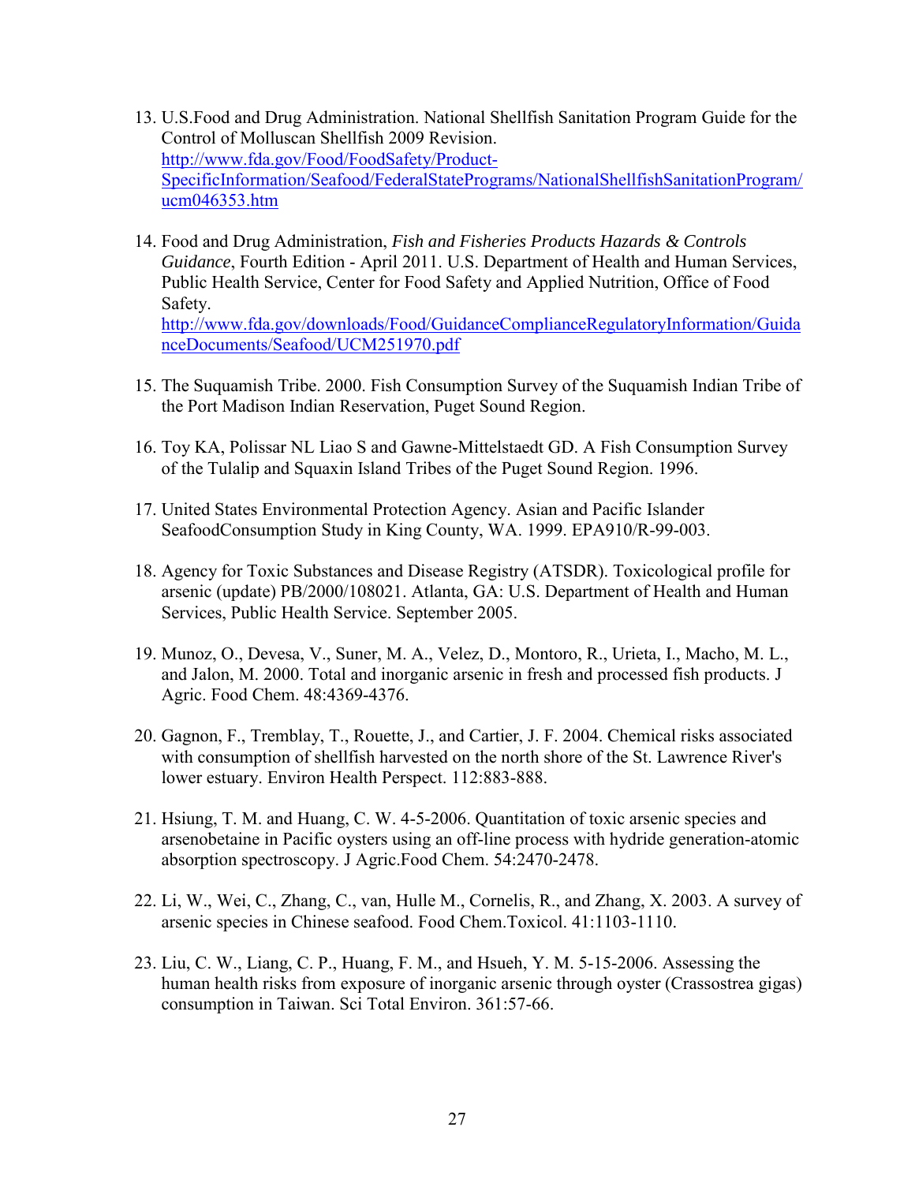13. U.S.Food and Drug Administration. National Shellfish Sanitation Program Guide for the Control of Molluscan Shellfish 2009 Revision. http://www.fda.gov/Food/FoodSafety/Product-SpecificInformation/Seafood/FederalStatePrograms/NationalShellfishSanitationProgram/ucm046353.htm

14. Food and Drug Administration, *Fish and Fisheries Products Hazards & Controls Guidance*, Fourth Edition - April 2011. U.S. Department of Health and Human Services, Public Health Service, Center for Food Safety and Applied Nutrition, Office of Food Safety. http://www.fda.gov/downloads/Food/GuidanceComplianceRegulatoryInformation/GuidanceDocuments/Seafood/UCM251970.pdf

15. The Suquamish Tribe. 2000. Fish Consumption Survey of the Suquamish Indian Tribe of the Port Madison Indian Reservation, Puget Sound Region.

16. Toy KA, Polissar NL Liao S and Gawne-Mittelstaedt GD. A Fish Consumption Survey of the Tulalip and Squaxin Island Tribes of the Puget Sound Region. 1996.

17. United States Environmental Protection Agency. Asian and Pacific Islander SeafoodConsumption Study in King County, WA. 1999. EPA910/R-99-003.

18. Agency for Toxic Substances and Disease Registry (ATSDR). Toxicological profile for arsenic (update) PB/2000/108021. Atlanta, GA: U.S. Department of Health and Human Services, Public Health Service. September 2005.

19. Munoz, O., Devesa, V., Suner, M. A., Velez, D., Montoro, R., Urieta, I., Macho, M. L., and Jalon, M. 2000. Total and inorganic arsenic in fresh and processed fish products. J Agric. Food Chem. 48:4369-4376.

20. Gagnon, F., Tremblay, T., Rouette, J., and Cartier, J. F. 2004. Chemical risks associated with consumption of shellfish harvested on the north shore of the St. Lawrence River's lower estuary. Environ Health Perspect. 112:883-888.

21. Hsiung, T. M. and Huang, C. W. 4-5-2006. Quantitation of toxic arsenic species and arsenobetaine in Pacific oysters using an off-line process with hydride generation-atomic absorption spectroscopy. J Agric.Food Chem. 54:2470-2478.

22. Li, W., Wei, C., Zhang, C., van, Hulle M., Cornelis, R., and Zhang, X. 2003. A survey of arsenic species in Chinese seafood. Food Chem.Toxicol. 41:1103-1110.

23. Liu, C. W., Liang, C. P., Huang, F. M., and Hsueh, Y. M. 5-15-2006. Assessing the human health risks from exposure of inorganic arsenic through oyster (Crassostrea gigas) consumption in Taiwan. Sci Total Environ. 361:57-66.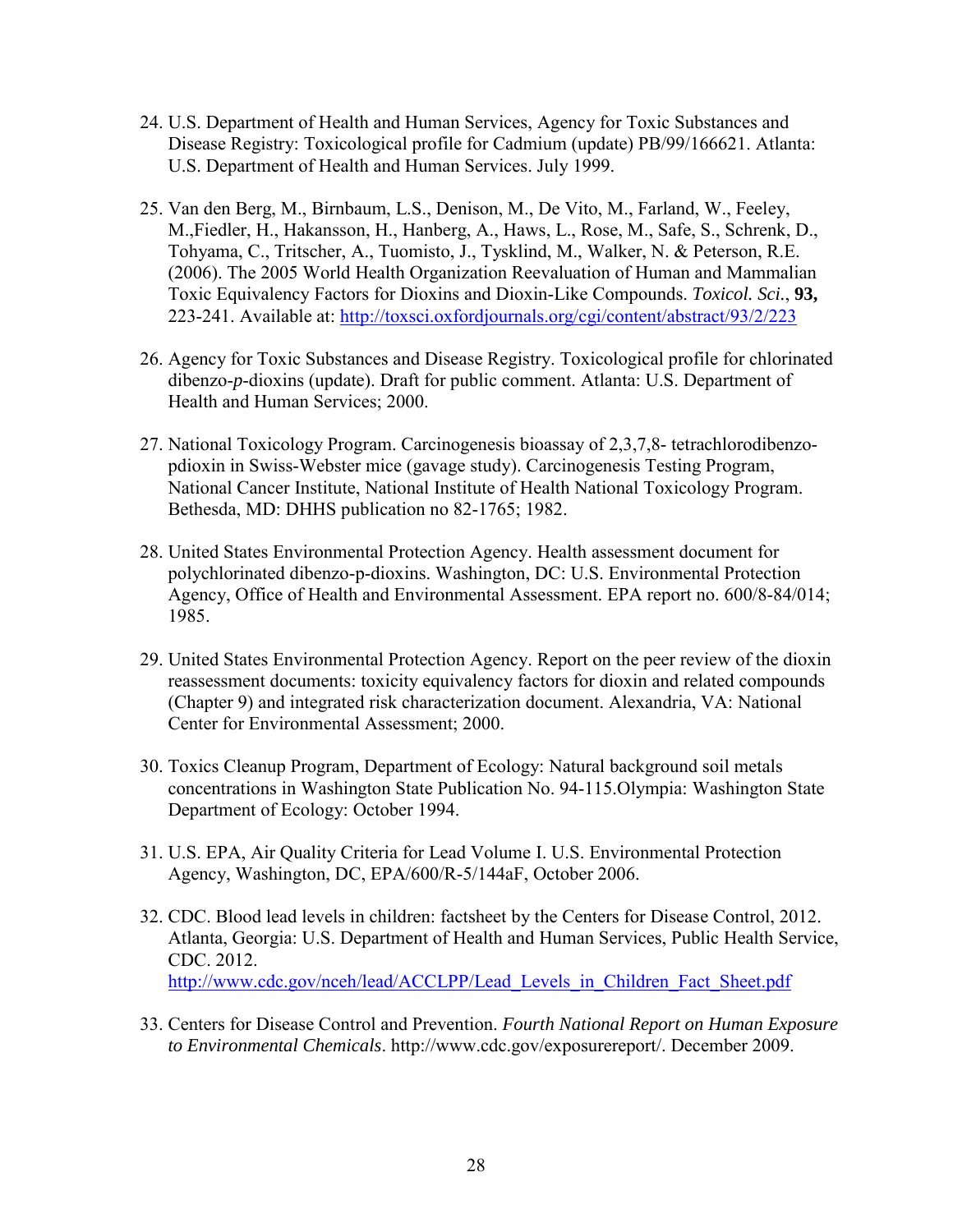24. U.S. Department of Health and Human Services, Agency for Toxic Substances and Disease Registry: Toxicological profile for Cadmium (update) PB/99/166621. Atlanta: U.S. Department of Health and Human Services. July 1999.

25. Van den Berg, M., Birnbaum, L.S., Denison, M., De Vito, M., Farland, W., Feeley, M.,Fiedler, H., Hakansson, H., Hanberg, A., Haws, L., Rose, M., Safe, S., Schrenk, D., Tohyama, C., Tritscher, A., Tuomisto, J., Tysklind, M., Walker, N. & Peterson, R.E. (2006). The 2005 World Health Organization Reevaluation of Human and Mammalian Toxic Equivalency Factors for Dioxins and Dioxin-Like Compounds. *Toxicol. Sci*., **93,** 223-241. Available at: http://toxsci.oxfordjournals.org/cgi/content/abstract/93/2/223

26. Agency for Toxic Substances and Disease Registry. Toxicological profile for chlorinated dibenzo-*p*-dioxins (update). Draft for public comment. Atlanta: U.S. Department of Health and Human Services; 2000.

27. National Toxicology Program. Carcinogenesis bioassay of 2,3,7,8- tetrachlorodibenzo-pdioxin in Swiss-Webster mice (gavage study). Carcinogenesis Testing Program, National Cancer Institute, National Institute of Health National Toxicology Program. Bethesda, MD: DHHS publication no 82-1765; 1982.

28. United States Environmental Protection Agency. Health assessment document for polychlorinated dibenzo-p-dioxins. Washington, DC: U.S. Environmental Protection Agency, Office of Health and Environmental Assessment. EPA report no. 600/8-84/014; 1985.

29. United States Environmental Protection Agency. Report on the peer review of the dioxin reassessment documents: toxicity equivalency factors for dioxin and related compounds (Chapter 9) and integrated risk characterization document. Alexandria, VA: National Center for Environmental Assessment; 2000.

30. Toxics Cleanup Program, Department of Ecology: Natural background soil metals concentrations in Washington State Publication No. 94-115.Olympia: Washington State Department of Ecology: October 1994.

31. U.S. EPA, Air Quality Criteria for Lead Volume I. U.S. Environmental Protection Agency, Washington, DC, EPA/600/R-5/144aF, October 2006.

32. CDC. Blood lead levels in children: factsheet by the Centers for Disease Control, 2012. Atlanta, Georgia: U.S. Department of Health and Human Services, Public Health Service, CDC. 2012. http://www.cdc.gov/nceh/lead/ACCLPP/Lead_Levels_in_Children_Fact_Sheet.pdf

33. Centers for Disease Control and Prevention. *Fourth National Report on Human Exposure to Environmental Chemicals*. http://www.cdc.gov/exposurereport/. December 2009.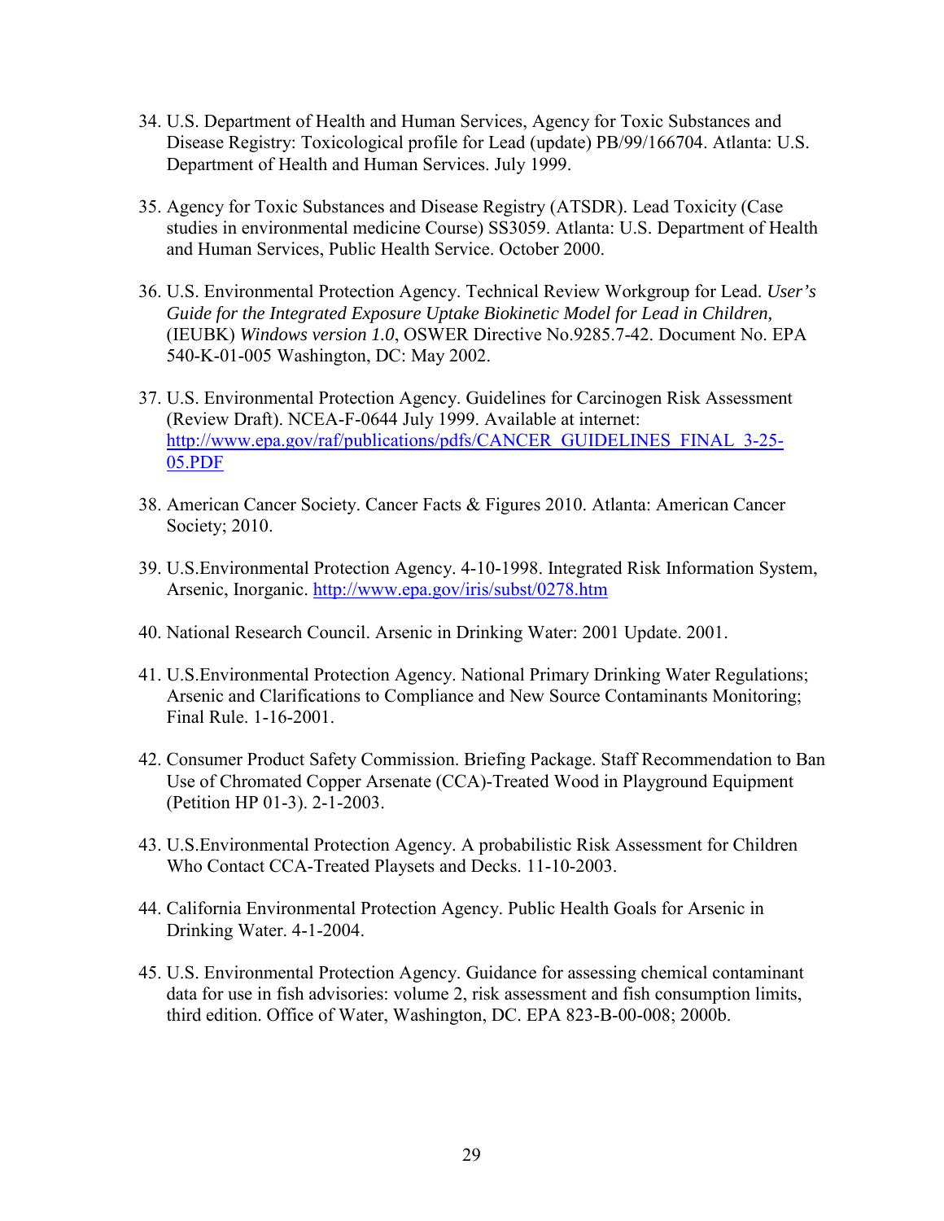34. U.S. Department of Health and Human Services, Agency for Toxic Substances and Disease Registry: Toxicological profile for Lead (update) PB/99/166704. Atlanta: U.S. Department of Health and Human Services. July 1999.

35. Agency for Toxic Substances and Disease Registry (ATSDR). Lead Toxicity (Case studies in environmental medicine Course) SS3059. Atlanta: U.S. Department of Health and Human Services, Public Health Service. October 2000.

36. U.S. Environmental Protection Agency. Technical Review Workgroup for Lead. *User's Guide for the Integrated Exposure Uptake Biokinetic Model for Lead in Children,* (IEUBK) *Windows version 1.0*, OSWER Directive No.9285.7-42. Document No. EPA 540-K-01-005 Washington, DC: May 2002.

37. U.S. Environmental Protection Agency. Guidelines for Carcinogen Risk Assessment (Review Draft). NCEA-F-0644 July 1999. Available at internet: http://www.epa.gov/raf/publications/pdfs/CANCER_GUIDELINES_FINAL_3-25-05.PDF

38. American Cancer Society. Cancer Facts & Figures 2010. Atlanta: American Cancer Society; 2010.

39. U.S.Environmental Protection Agency. 4-10-1998. Integrated Risk Information System, Arsenic, Inorganic. http://www.epa.gov/iris/subst/0278.htm

40. National Research Council. Arsenic in Drinking Water: 2001 Update. 2001.

41. U.S.Environmental Protection Agency. National Primary Drinking Water Regulations; Arsenic and Clarifications to Compliance and New Source Contaminants Monitoring; Final Rule. 1-16-2001.

42. Consumer Product Safety Commission. Briefing Package. Staff Recommendation to Ban Use of Chromated Copper Arsenate (CCA)-Treated Wood in Playground Equipment (Petition HP 01-3). 2-1-2003.

43. U.S.Environmental Protection Agency. A probabilistic Risk Assessment for Children Who Contact CCA-Treated Playsets and Decks. 11-10-2003.

44. California Environmental Protection Agency. Public Health Goals for Arsenic in Drinking Water. 4-1-2004.

45. U.S. Environmental Protection Agency. Guidance for assessing chemical contaminant data for use in fish advisories: volume 2, risk assessment and fish consumption limits, third edition. Office of Water, Washington, DC. EPA 823-B-00-008; 2000b.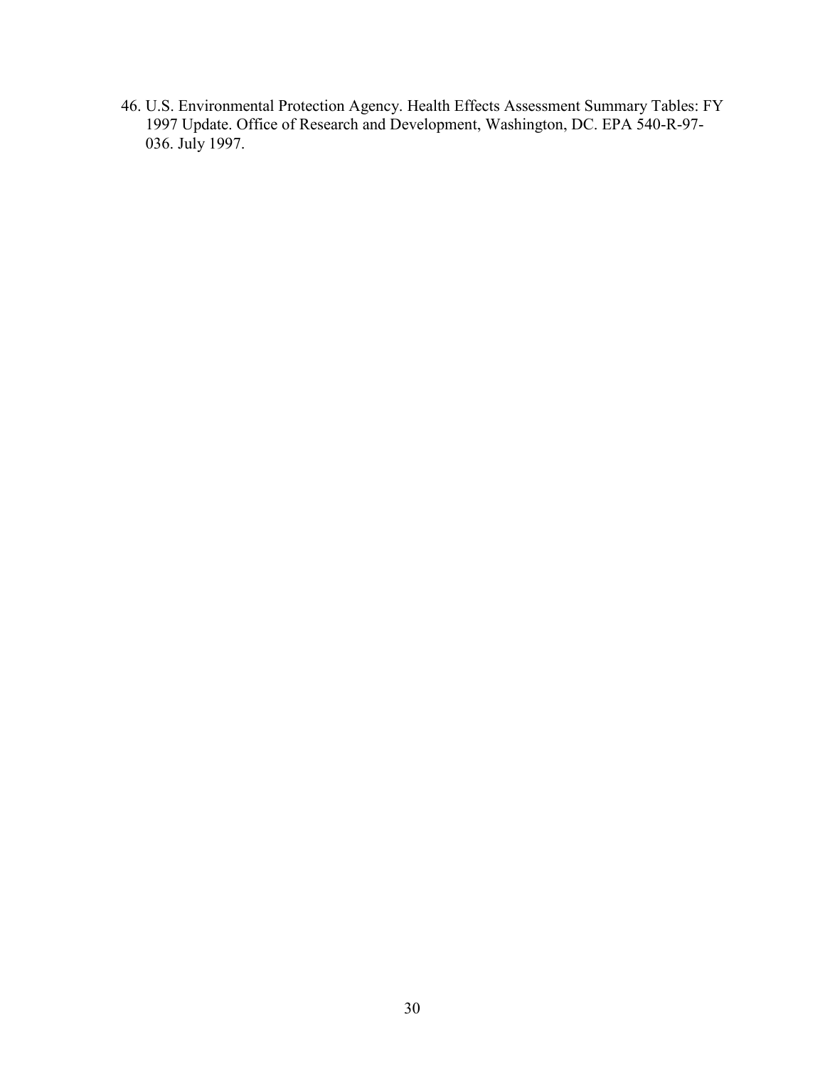46. U.S. Environmental Protection Agency. Health Effects Assessment Summary Tables: FY 1997 Update. Office of Research and Development, Washington, DC. EPA 540-R-97-036. July 1997.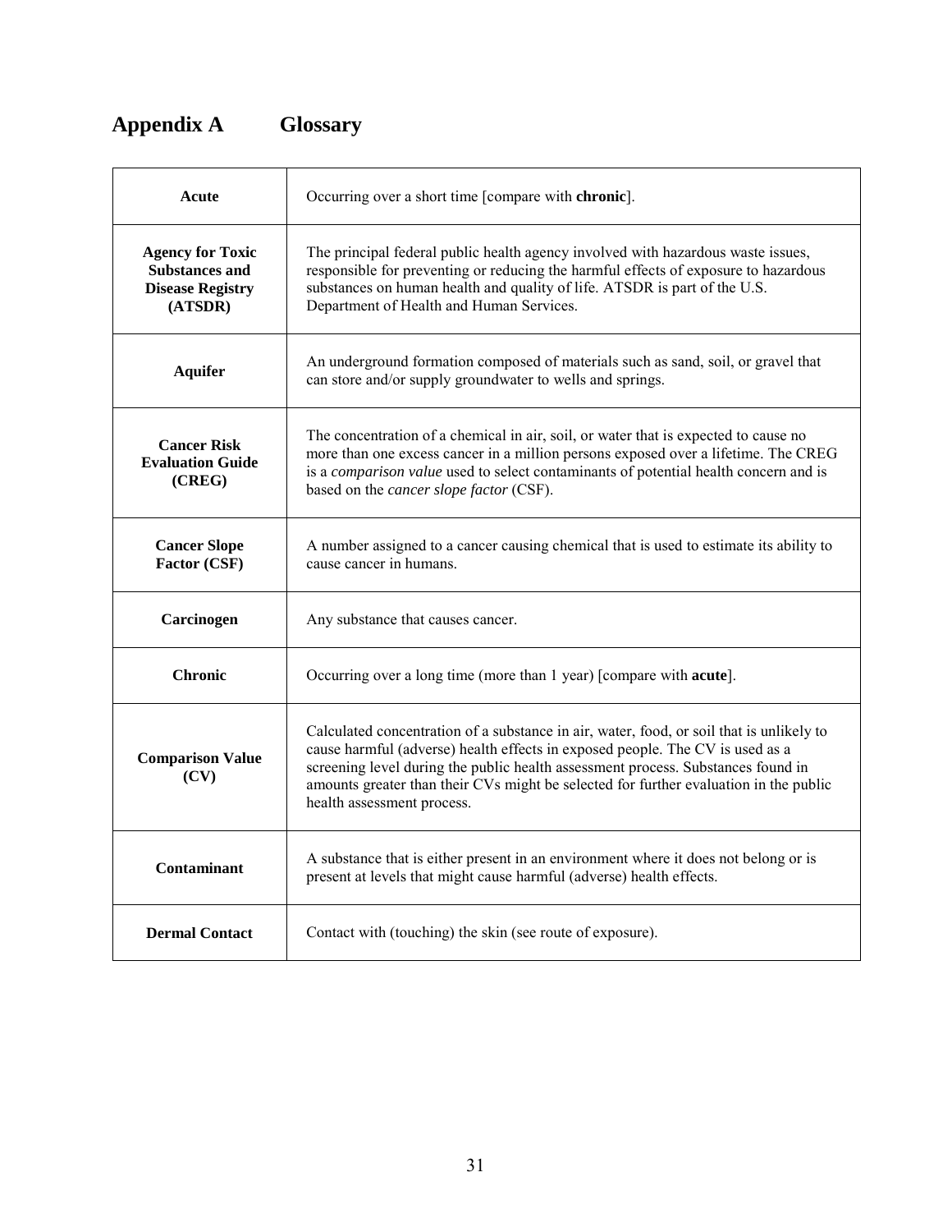# Appendix A Glossary

| | |
|---|---|
| **Acute** | Occurring over a short time [compare with **chronic**]. |
| **Agency for Toxic Substances and Disease Registry (ATSDR)** | The principal federal public health agency involved with hazardous waste issues, responsible for preventing or reducing the harmful effects of exposure to hazardous substances on human health and quality of life. ATSDR is part of the U.S. Department of Health and Human Services. |
| **Aquifer** | An underground formation composed of materials such as sand, soil, or gravel that can store and/or supply groundwater to wells and springs. |
| **Cancer Risk Evaluation Guide (CREG)** | The concentration of a chemical in air, soil, or water that is expected to cause no more than one excess cancer in a million persons exposed over a lifetime. The CREG is a *comparison value* used to select contaminants of potential health concern and is based on the *cancer slope factor* (CSF). |
| **Cancer Slope Factor (CSF)** | A number assigned to a cancer causing chemical that is used to estimate its ability to cause cancer in humans. |
| **Carcinogen** | Any substance that causes cancer. |
| **Chronic** | Occurring over a long time (more than 1 year) [compare with **acute**]. |
| **Comparison Value (CV)** | Calculated concentration of a substance in air, water, food, or soil that is unlikely to cause harmful (adverse) health effects in exposed people. The CV is used as a screening level during the public health assessment process. Substances found in amounts greater than their CVs might be selected for further evaluation in the public health assessment process. |
| **Contaminant** | A substance that is either present in an environment where it does not belong or is present at levels that might cause harmful (adverse) health effects. |
| **Dermal Contact** | Contact with (touching) the skin (see route of exposure). |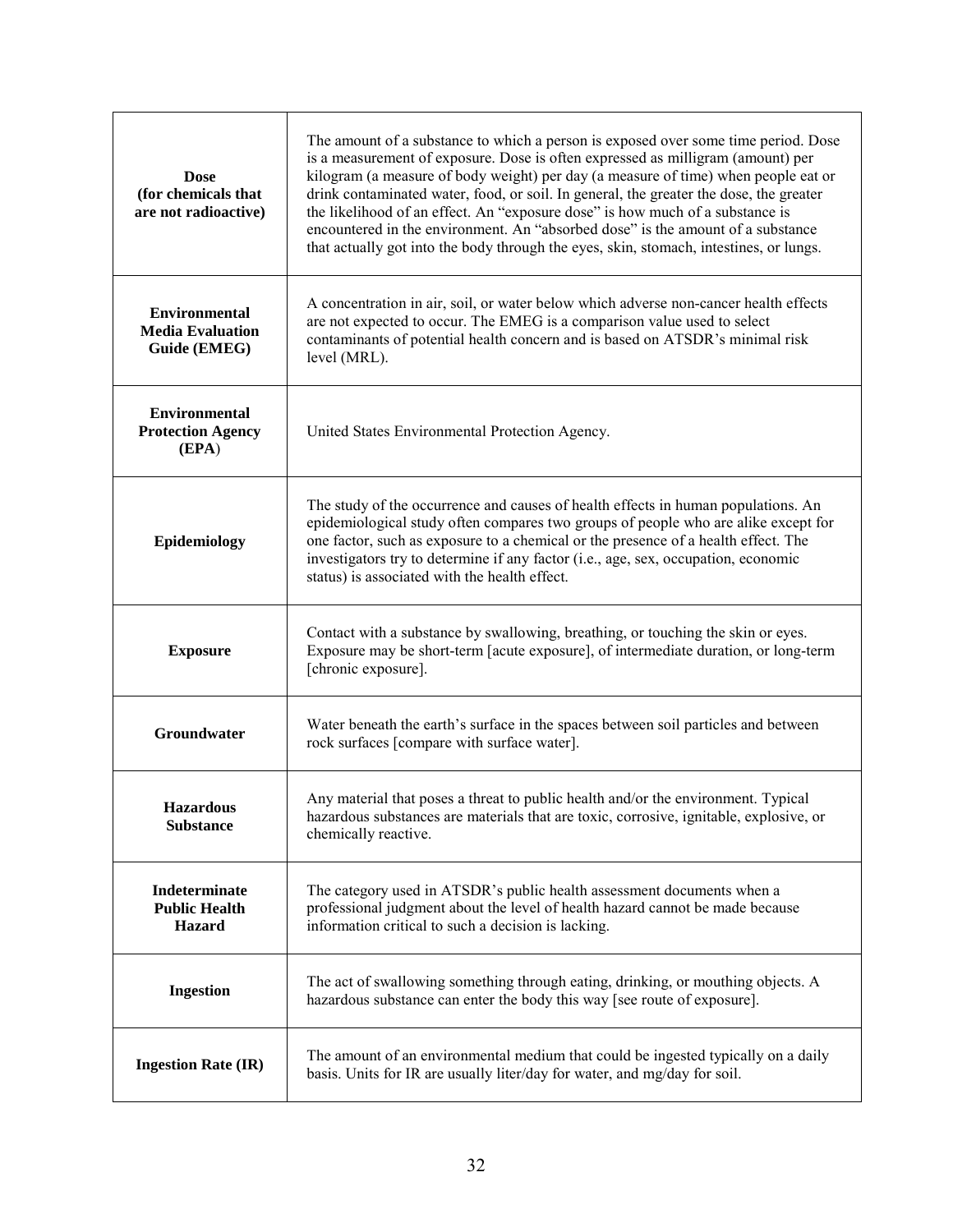| | |
|---|---|
| **Dose (for chemicals that are not radioactive)** | The amount of a substance to which a person is exposed over some time period. Dose is a measurement of exposure. Dose is often expressed as milligram (amount) per kilogram (a measure of body weight) per day (a measure of time) when people eat or drink contaminated water, food, or soil. In general, the greater the dose, the greater the likelihood of an effect. An "exposure dose" is how much of a substance is encountered in the environment. An "absorbed dose" is the amount of a substance that actually got into the body through the eyes, skin, stomach, intestines, or lungs. |
| **Environmental Media Evaluation Guide (EMEG)** | A concentration in air, soil, or water below which adverse non-cancer health effects are not expected to occur. The EMEG is a comparison value used to select contaminants of potential health concern and is based on ATSDR's minimal risk level (MRL). |
| **Environmental Protection Agency (EPA)** | United States Environmental Protection Agency. |
| **Epidemiology** | The study of the occurrence and causes of health effects in human populations. An epidemiological study often compares two groups of people who are alike except for one factor, such as exposure to a chemical or the presence of a health effect. The investigators try to determine if any factor (i.e., age, sex, occupation, economic status) is associated with the health effect. |
| **Exposure** | Contact with a substance by swallowing, breathing, or touching the skin or eyes. Exposure may be short-term [acute exposure], of intermediate duration, or long-term [chronic exposure]. |
| **Groundwater** | Water beneath the earth's surface in the spaces between soil particles and between rock surfaces [compare with surface water]. |
| **Hazardous Substance** | Any material that poses a threat to public health and/or the environment. Typical hazardous substances are materials that are toxic, corrosive, ignitable, explosive, or chemically reactive. |
| **Indeterminate Public Health Hazard** | The category used in ATSDR's public health assessment documents when a professional judgment about the level of health hazard cannot be made because information critical to such a decision is lacking. |
| **Ingestion** | The act of swallowing something through eating, drinking, or mouthing objects. A hazardous substance can enter the body this way [see route of exposure]. |
| **Ingestion Rate (IR)** | The amount of an environmental medium that could be ingested typically on a daily basis. Units for IR are usually liter/day for water, and mg/day for soil. |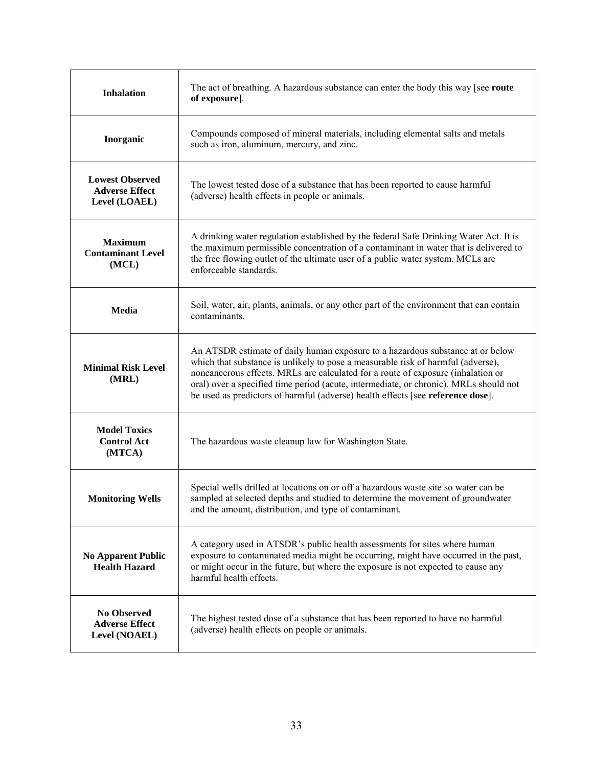| Term | Definition |
| --- | --- |
| **Inhalation** | The act of breathing. A hazardous substance can enter the body this way [see **route of exposure**]. |
| **Inorganic** | Compounds composed of mineral materials, including elemental salts and metals such as iron, aluminum, mercury, and zinc. |
| **Lowest Observed Adverse Effect Level (LOAEL)** | The lowest tested dose of a substance that has been reported to cause harmful (adverse) health effects in people or animals. |
| **Maximum Contaminant Level (MCL)** | A drinking water regulation established by the federal Safe Drinking Water Act. It is the maximum permissible concentration of a contaminant in water that is delivered to the free flowing outlet of the ultimate user of a public water system. MCLs are enforceable standards. |
| **Media** | Soil, water, air, plants, animals, or any other part of the environment that can contain contaminants. |
| **Minimal Risk Level (MRL)** | An ATSDR estimate of daily human exposure to a hazardous substance at or below which that substance is unlikely to pose a measurable risk of harmful (adverse), noncancerous effects. MRLs are calculated for a route of exposure (inhalation or oral) over a specified time period (acute, intermediate, or chronic). MRLs should not be used as predictors of harmful (adverse) health effects [see **reference dose**]. |
| **Model Toxics Control Act (MTCA)** | The hazardous waste cleanup law for Washington State. |
| **Monitoring Wells** | Special wells drilled at locations on or off a hazardous waste site so water can be sampled at selected depths and studied to determine the movement of groundwater and the amount, distribution, and type of contaminant. |
| **No Apparent Public Health Hazard** | A category used in ATSDR's public health assessments for sites where human exposure to contaminated media might be occurring, might have occurred in the past, or might occur in the future, but where the exposure is not expected to cause any harmful health effects. |
| **No Observed Adverse Effect Level (NOAEL)** | The highest tested dose of a substance that has been reported to have no harmful (adverse) health effects on people or animals. |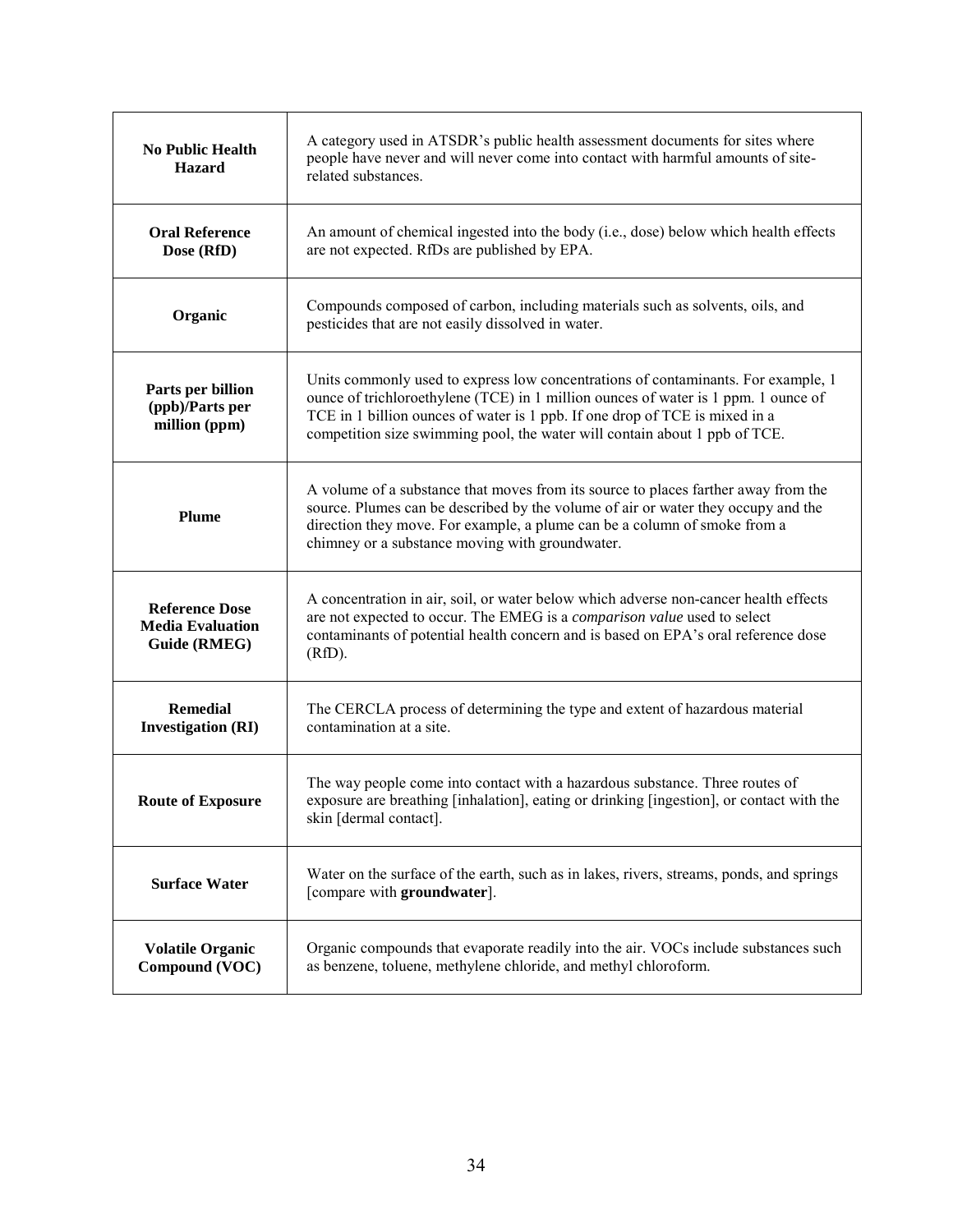| | |
|---|---|
| **No Public Health Hazard** | A category used in ATSDR's public health assessment documents for sites where people have never and will never come into contact with harmful amounts of site-related substances. |
| **Oral Reference Dose (RfD)** | An amount of chemical ingested into the body (i.e., dose) below which health effects are not expected. RfDs are published by EPA. |
| **Organic** | Compounds composed of carbon, including materials such as solvents, oils, and pesticides that are not easily dissolved in water. |
| **Parts per billion (ppb)/Parts per million (ppm)** | Units commonly used to express low concentrations of contaminants. For example, 1 ounce of trichloroethylene (TCE) in 1 million ounces of water is 1 ppm. 1 ounce of TCE in 1 billion ounces of water is 1 ppb. If one drop of TCE is mixed in a competition size swimming pool, the water will contain about 1 ppb of TCE. |
| **Plume** | A volume of a substance that moves from its source to places farther away from the source. Plumes can be described by the volume of air or water they occupy and the direction they move. For example, a plume can be a column of smoke from a chimney or a substance moving with groundwater. |
| **Reference Dose Media Evaluation Guide (RMEG)** | A concentration in air, soil, or water below which adverse non-cancer health effects are not expected to occur. The EMEG is a *comparison value* used to select contaminants of potential health concern and is based on EPA's oral reference dose (RfD). |
| **Remedial Investigation (RI)** | The CERCLA process of determining the type and extent of hazardous material contamination at a site. |
| **Route of Exposure** | The way people come into contact with a hazardous substance. Three routes of exposure are breathing [inhalation], eating or drinking [ingestion], or contact with the skin [dermal contact]. |
| **Surface Water** | Water on the surface of the earth, such as in lakes, rivers, streams, ponds, and springs [compare with **groundwater**]. |
| **Volatile Organic Compound (VOC)** | Organic compounds that evaporate readily into the air. VOCs include substances such as benzene, toluene, methylene chloride, and methyl chloroform. |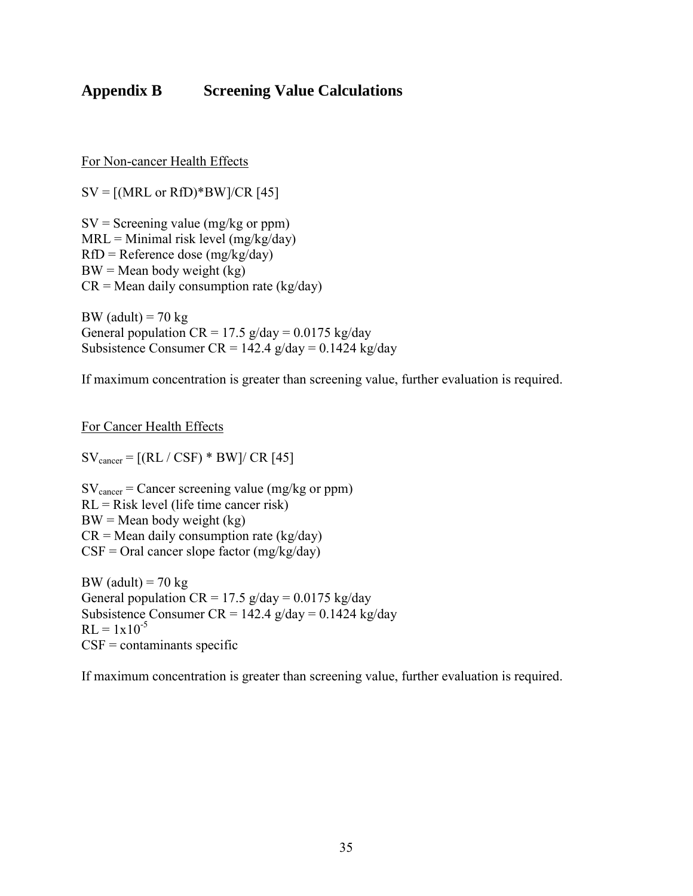# Appendix B Screening Value Calculations

For Non-cancer Health Effects

SV = [(MRL or RfD)*BW]/CR [45]

SV = Screening value (mg/kg or ppm)
MRL = Minimal risk level (mg/kg/day)
RfD = Reference dose (mg/kg/day)
BW = Mean body weight (kg)
CR = Mean daily consumption rate (kg/day)

BW (adult) = 70 kg
General population CR = 17.5 g/day = 0.0175 kg/day
Subsistence Consumer CR = 142.4 g/day = 0.1424 kg/day

If maximum concentration is greater than screening value, further evaluation is required.

For Cancer Health Effects

$SV_{cancer}$ = [(RL / CSF) * BW]/ CR [45]

$SV_{cancer}$ = Cancer screening value (mg/kg or ppm)
RL = Risk level (life time cancer risk)
BW = Mean body weight (kg)
CR = Mean daily consumption rate (kg/day)
CSF = Oral cancer slope factor (mg/kg/day)

BW (adult) = 70 kg
General population CR = 17.5 g/day = 0.0175 kg/day
Subsistence Consumer CR = 142.4 g/day = 0.1424 kg/day
RL = $1 \times 10^{-5}$
CSF = contaminants specific

If maximum concentration is greater than screening value, further evaluation is required.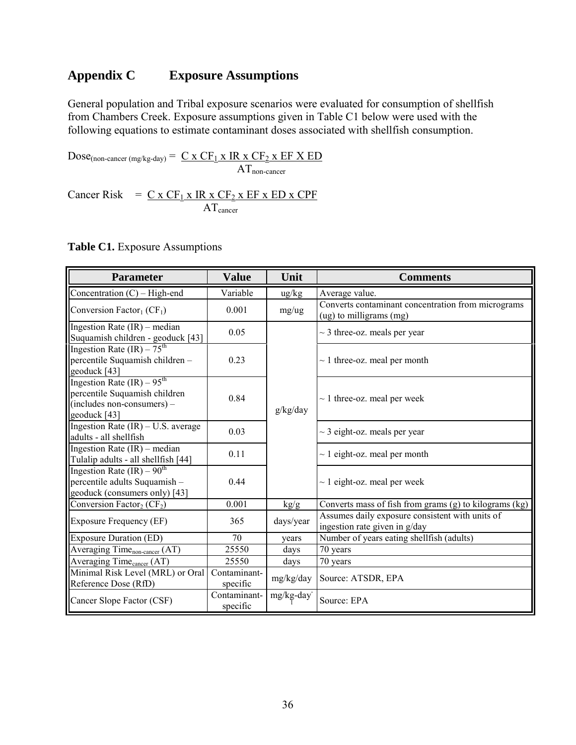# Appendix C Exposure Assumptions

General population and Tribal exposure scenarios were evaluated for consumption of shellfish from Chambers Creek. Exposure assumptions given in Table C1 below were used with the following equations to estimate contaminant doses associated with shellfish consumption.

$$Dose_{(non\text{-}cancer\ (mg/kg\text{-}day))} = \frac{C \times CF_1 \times IR \times CF_2 \times EF \times ED}{AT_{non\text{-}cancer}}$$

$$Cancer\ Risk = \frac{C \times CF_1 \times IR \times CF_2 \times EF \times ED \times CPF}{AT_{cancer}}$$

**Table C1.** Exposure Assumptions

| Parameter | Value | Unit | Comments |
|---|---|---|---|
| Concentration (C) – High-end | Variable | ug/kg | Average value. |
| Conversion Factor$_1$ ($CF_1$) | 0.001 | mg/ug | Converts contaminant concentration from micrograms (ug) to milligrams (mg) |
| Ingestion Rate (IR) – median Suquamish children - geoduck [43] | 0.05 | g/kg/day | ~ 3 three-oz. meals per year |
| Ingestion Rate (IR) – 75$^{th}$ percentile Suquamish children – geoduck [43] | 0.23 | g/kg/day | ~ 1 three-oz. meal per month |
| Ingestion Rate (IR) – 95$^{th}$ percentile Suquamish children (includes non-consumers) – geoduck [43] | 0.84 | g/kg/day | ~ 1 three-oz. meal per week |
| Ingestion Rate (IR) – U.S. average adults - all shellfish | 0.03 | g/kg/day | ~ 3 eight-oz. meals per year |
| Ingestion Rate (IR) – median Tulalip adults - all shellfish [44] | 0.11 | g/kg/day | ~ 1 eight-oz. meal per month |
| Ingestion Rate (IR) – 90$^{th}$ percentile adults Suquamish – geoduck (consumers only) [43] | 0.44 | g/kg/day | ~ 1 eight-oz. meal per week |
| Conversion Factor$_2$ ($CF_2$) | 0.001 | kg/g | Converts mass of fish from grams (g) to kilograms (kg) |
| Exposure Frequency (EF) | 365 | days/year | Assumes daily exposure consistent with units of ingestion rate given in g/day |
| Exposure Duration (ED) | 70 | years | Number of years eating shellfish (adults) |
| Averaging Time$_{non\text{-}cancer}$ (AT) | 25550 | days | 70 years |
| Averaging Time$_{cancer}$ (AT) | 25550 | days | 70 years |
| Minimal Risk Level (MRL) or Oral Reference Dose (RfD) | Contaminant-specific | mg/kg/day | Source: ATSDR, EPA |
| Cancer Slope Factor (CSF) | Contaminant-specific | $mg/kg\text{-}day^{-1}$ | Source: EPA |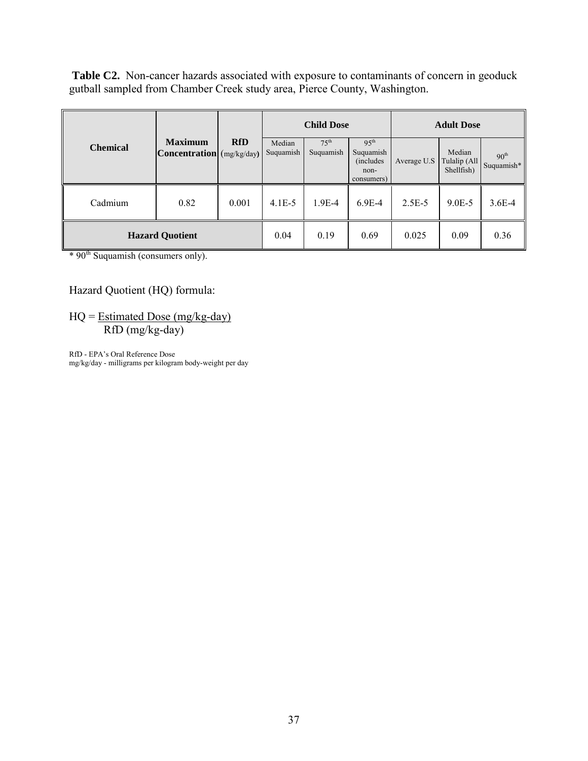**Table C2.** Non-cancer hazards associated with exposure to contaminants of concern in geoduck gutball sampled from Chamber Creek study area, Pierce County, Washington.

| Chemical | Maximum Concentration | RfD (mg/kg/day) | Child Dose | | | Adult Dose | | |
|---|---|---|---|---|---|---|---|---|
| | | | Median Suquamish | 75th Suquamish | 95th Suquamish (includes non-consumers) | Average U.S | Median Tulalip (All Shellfish) | 90th Suquamish* |
| Cadmium | 0.82 | 0.001 | 4.1E-5 | 1.9E-4 | 6.9E-4 | 2.5E-5 | 9.0E-5 | 3.6E-4 |
| **Hazard Quotient** | | | 0.04 | 0.19 | 0.69 | 0.025 | 0.09 | 0.36 |

\* 90th Suquamish (consumers only).

Hazard Quotient (HQ) formula:

$$HQ = \frac{\text{Estimated Dose (mg/kg-day)}}{\text{RfD (mg/kg-day)}}$$

RfD - EPA's Oral Reference Dose
mg/kg/day - milligrams per kilogram body-weight per day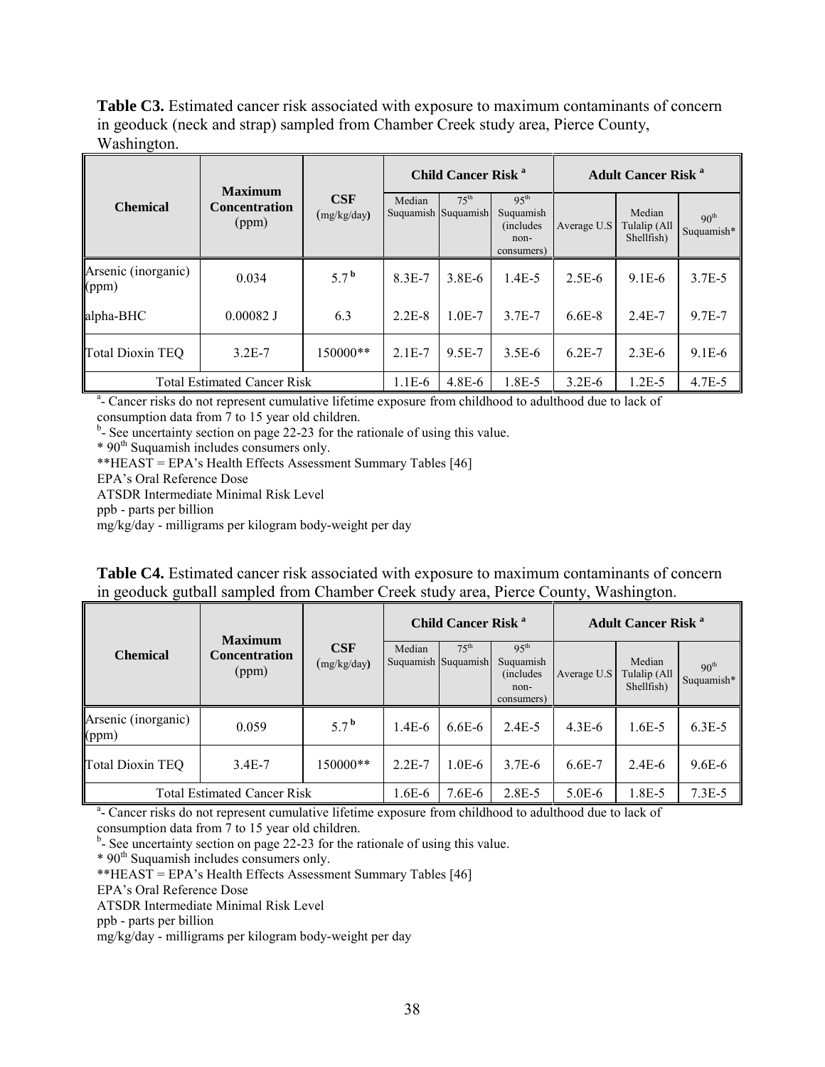**Table C3.** Estimated cancer risk associated with exposure to maximum contaminants of concern in geoduck (neck and strap) sampled from Chamber Creek study area, Pierce County, Washington.

| Chemical | Maximum Concentration (ppm) | CSF (mg/kg/day) | Child Cancer Risk [a] | | | Adult Cancer Risk [a] | | |
|---|---|---|---|---|---|---|---|---|
| | | | Median Suquamish | 75th Suquamish | 95th Suquamish (includes non-consumers) | Average U.S | Median Tulalip (All Shellfish) | 90th Suquamish* |
| Arsenic (inorganic) (ppm) | 0.034 | 5.7 [b] | 8.3E-7 | 3.8E-6 | 1.4E-5 | 2.5E-6 | 9.1E-6 | 3.7E-5 |
| alpha-BHC | 0.00082 J | 6.3 | 2.2E-8 | 1.0E-7 | 3.7E-7 | 6.6E-8 | 2.4E-7 | 9.7E-7 |
| Total Dioxin TEQ | 3.2E-7 | 150000** | 2.1E-7 | 9.5E-7 | 3.5E-6 | 6.2E-7 | 2.3E-6 | 9.1E-6 |
| Total Estimated Cancer Risk | | | 1.1E-6 | 4.8E-6 | 1.8E-5 | 3.2E-6 | 1.2E-5 | 4.7E-5 |

[a]- Cancer risks do not represent cumulative lifetime exposure from childhood to adulthood due to lack of consumption data from 7 to 15 year old children.
[b]- See uncertainty section on page 22-23 for the rationale of using this value.
* 90th Suquamish includes consumers only.
**HEAST = EPA's Health Effects Assessment Summary Tables [46]
EPA's Oral Reference Dose
ATSDR Intermediate Minimal Risk Level
ppb - parts per billion
mg/kg/day - milligrams per kilogram body-weight per day

**Table C4.** Estimated cancer risk associated with exposure to maximum contaminants of concern in geoduck gutball sampled from Chamber Creek study area, Pierce County, Washington.

| Chemical | Maximum Concentration (ppm) | CSF (mg/kg/day) | Child Cancer Risk [a] | | | Adult Cancer Risk [a] | | |
|---|---|---|---|---|---|---|---|---|
| | | | Median Suquamish | 75th Suquamish | 95th Suquamish (includes non-consumers) | Average U.S | Median Tulalip (All Shellfish) | 90th Suquamish* |
| Arsenic (inorganic) (ppm) | 0.059 | 5.7 [b] | 1.4E-6 | 6.6E-6 | 2.4E-5 | 4.3E-6 | 1.6E-5 | 6.3E-5 |
| Total Dioxin TEQ | 3.4E-7 | 150000** | 2.2E-7 | 1.0E-6 | 3.7E-6 | 6.6E-7 | 2.4E-6 | 9.6E-6 |
| Total Estimated Cancer Risk | | | 1.6E-6 | 7.6E-6 | 2.8E-5 | 5.0E-6 | 1.8E-5 | 7.3E-5 |

[a]- Cancer risks do not represent cumulative lifetime exposure from childhood to adulthood due to lack of consumption data from 7 to 15 year old children.
[b]- See uncertainty section on page 22-23 for the rationale of using this value.
* 90th Suquamish includes consumers only.
**HEAST = EPA's Health Effects Assessment Summary Tables [46]
EPA's Oral Reference Dose
ATSDR Intermediate Minimal Risk Level
ppb - parts per billion
mg/kg/day - milligrams per kilogram body-weight per day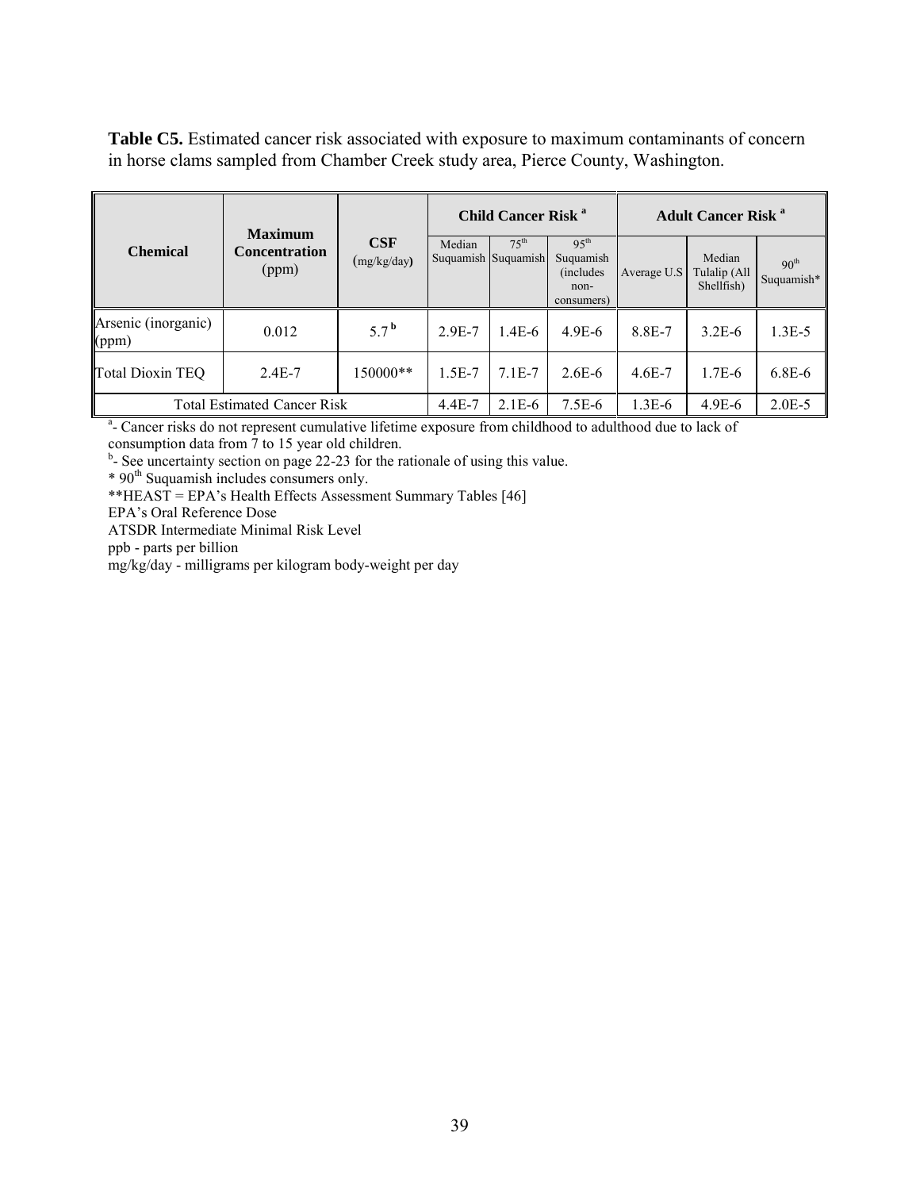**Table C5.** Estimated cancer risk associated with exposure to maximum contaminants of concern in horse clams sampled from Chamber Creek study area, Pierce County, Washington.

| Chemical | Maximum Concentration (ppm) | CSF (mg/kg/day) | Child Cancer Risk [a] | | | Adult Cancer Risk [a] | | |
|---|---|---|---|---|---|---|---|---|
| | | | Median Suquamish | 75th Suquamish | 95th Suquamish (includes non-consumers) | Average U.S | Median Tulalip (All Shellfish) | 90th Suquamish* |
| Arsenic (inorganic) (ppm) | 0.012 | 5.7 [b] | 2.9E-7 | 1.4E-6 | 4.9E-6 | 8.8E-7 | 3.2E-6 | 1.3E-5 |
| Total Dioxin TEQ | 2.4E-7 | 150000** | 1.5E-7 | 7.1E-7 | 2.6E-6 | 4.6E-7 | 1.7E-6 | 6.8E-6 |
| Total Estimated Cancer Risk | | | 4.4E-7 | 2.1E-6 | 7.5E-6 | 1.3E-6 | 4.9E-6 | 2.0E-5 |

[a]- Cancer risks do not represent cumulative lifetime exposure from childhood to adulthood due to lack of consumption data from 7 to 15 year old children.
[b]- See uncertainty section on page 22-23 for the rationale of using this value.
* 90th Suquamish includes consumers only.
**HEAST = EPA's Health Effects Assessment Summary Tables [46]
EPA's Oral Reference Dose
ATSDR Intermediate Minimal Risk Level
ppb - parts per billion
mg/kg/day - milligrams per kilogram body-weight per day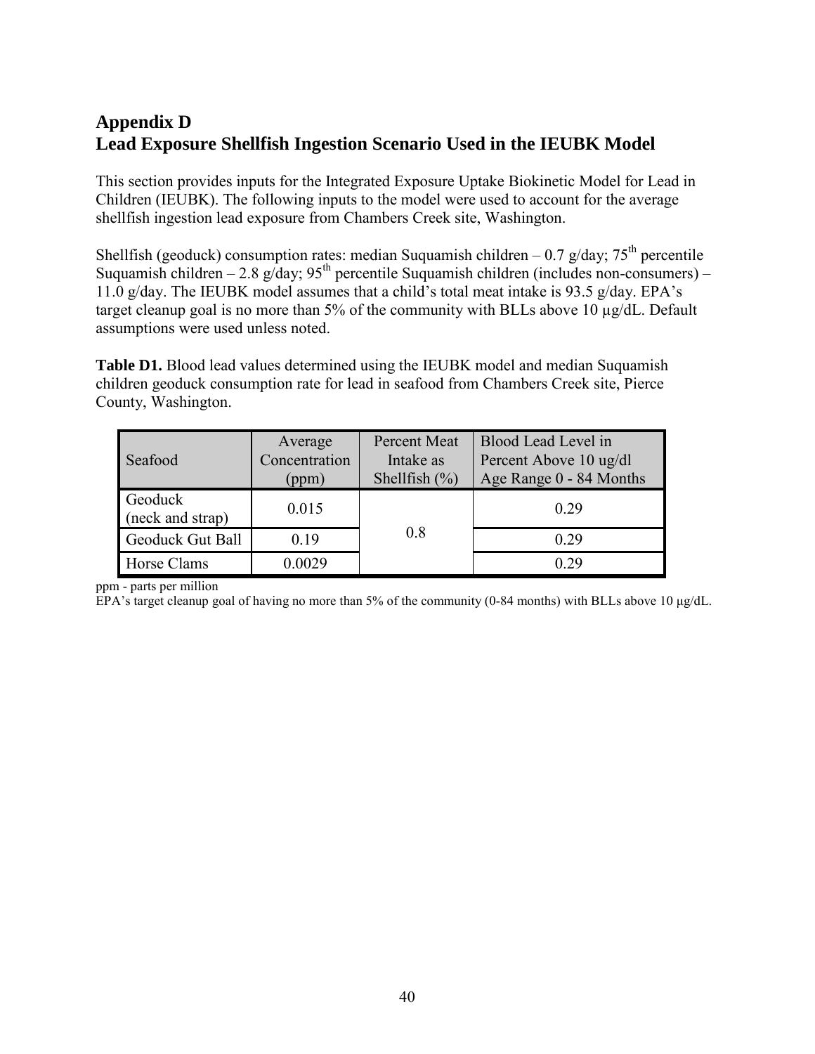## Appendix D
## Lead Exposure Shellfish Ingestion Scenario Used in the IEUBK Model

This section provides inputs for the Integrated Exposure Uptake Biokinetic Model for Lead in Children (IEUBK). The following inputs to the model were used to account for the average shellfish ingestion lead exposure from Chambers Creek site, Washington.

Shellfish (geoduck) consumption rates: median Suquamish children – 0.7 g/day; 75th percentile Suquamish children – 2.8 g/day; 95th percentile Suquamish children (includes non-consumers) – 11.0 g/day. The IEUBK model assumes that a child's total meat intake is 93.5 g/day. EPA's target cleanup goal is no more than 5% of the community with BLLs above 10 µg/dL. Default assumptions were used unless noted.

**Table D1.** Blood lead values determined using the IEUBK model and median Suquamish children geoduck consumption rate for lead in seafood from Chambers Creek site, Pierce County, Washington.

| Seafood | Average Concentration (ppm) | Percent Meat Intake as Shellfish (%) | Blood Lead Level in Percent Above 10 ug/dl Age Range 0 - 84 Months |
|---|---|---|---|
| Geoduck (neck and strap) | 0.015 | 0.8 | 0.29 |
| Geoduck Gut Ball | 0.19 | | 0.29 |
| Horse Clams | 0.0029 | | 0.29 |

ppm - parts per million
EPA's target cleanup goal of having no more than 5% of the community (0-84 months) with BLLs above 10 µg/dL.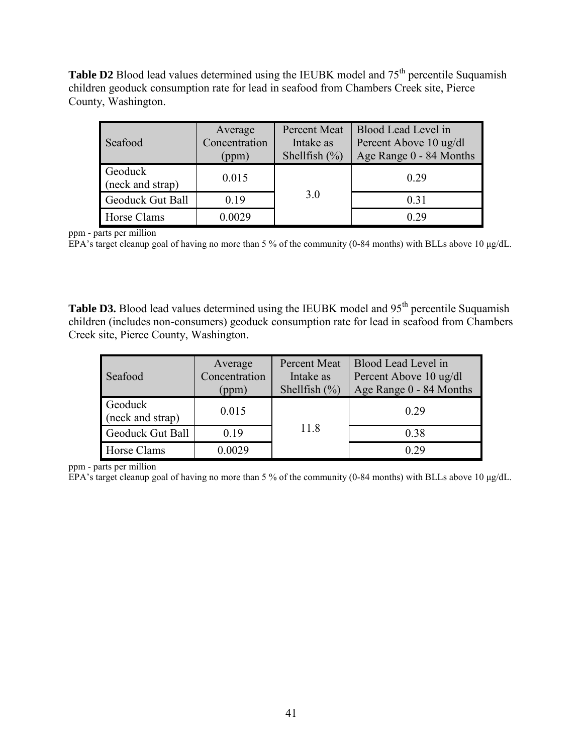**Table D2** Blood lead values determined using the IEUBK model and 75[th] percentile Suquamish children geoduck consumption rate for lead in seafood from Chambers Creek site, Pierce County, Washington.

| Seafood | Average Concentration (ppm) | Percent Meat Intake as Shellfish (%) | Blood Lead Level in Percent Above 10 ug/dl Age Range 0 - 84 Months |
|---|---|---|---|
| Geoduck (neck and strap) | 0.015 | 3.0 | 0.29 |
| Geoduck Gut Ball | 0.19 | | 0.31 |
| Horse Clams | 0.0029 | | 0.29 |

ppm - parts per million
EPA's target cleanup goal of having no more than 5 % of the community (0-84 months) with BLLs above 10 µg/dL.

**Table D3.** Blood lead values determined using the IEUBK model and 95[th] percentile Suquamish children (includes non-consumers) geoduck consumption rate for lead in seafood from Chambers Creek site, Pierce County, Washington.

| Seafood | Average Concentration (ppm) | Percent Meat Intake as Shellfish (%) | Blood Lead Level in Percent Above 10 ug/dl Age Range 0 - 84 Months |
|---|---|---|---|
| Geoduck (neck and strap) | 0.015 | 11.8 | 0.29 |
| Geoduck Gut Ball | 0.19 | | 0.38 |
| Horse Clams | 0.0029 | | 0.29 |

ppm - parts per million
EPA's target cleanup goal of having no more than 5 % of the community (0-84 months) with BLLs above 10 µg/dL.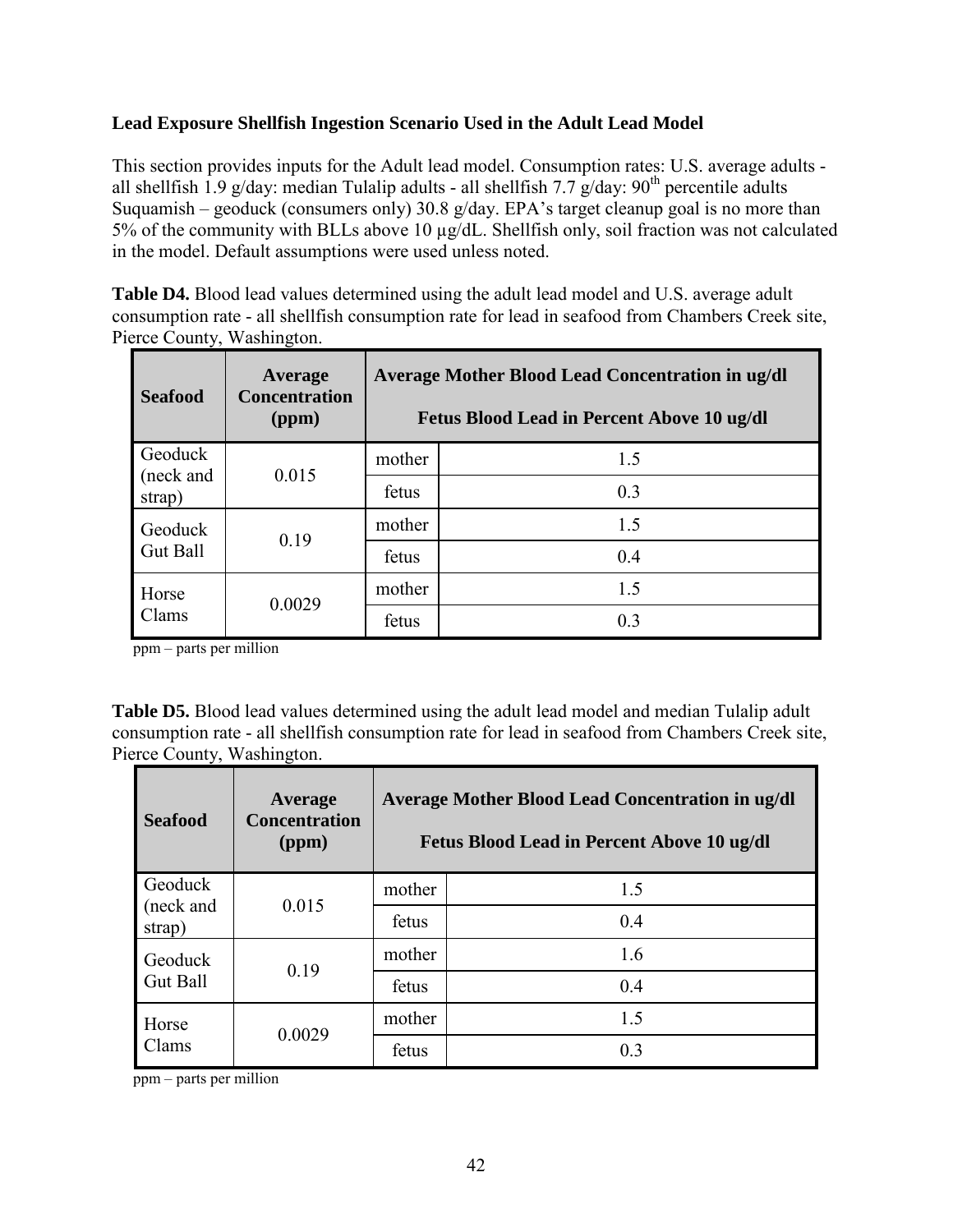**Lead Exposure Shellfish Ingestion Scenario Used in the Adult Lead Model**

This section provides inputs for the Adult lead model. Consumption rates: U.S. average adults - all shellfish 1.9 g/day: median Tulalip adults - all shellfish 7.7 g/day: 90$^{th}$ percentile adults Suquamish – geoduck (consumers only) 30.8 g/day. EPA's target cleanup goal is no more than 5% of the community with BLLs above 10 µg/dL. Shellfish only, soil fraction was not calculated in the model. Default assumptions were used unless noted.

**Table D4.** Blood lead values determined using the adult lead model and U.S. average adult consumption rate - all shellfish consumption rate for lead in seafood from Chambers Creek site, Pierce County, Washington.

| Seafood | Average Concentration (ppm) | Average Mother Blood Lead Concentration in ug/dl<br>Fetus Blood Lead in Percent Above 10 ug/dl | |
|---|---|---|---|
| Geoduck (neck and strap) | 0.015 | mother | 1.5 |
| | | fetus | 0.3 |
| Geoduck Gut Ball | 0.19 | mother | 1.5 |
| | | fetus | 0.4 |
| Horse Clams | 0.0029 | mother | 1.5 |
| | | fetus | 0.3 |

ppm – parts per million

**Table D5.** Blood lead values determined using the adult lead model and median Tulalip adult consumption rate - all shellfish consumption rate for lead in seafood from Chambers Creek site, Pierce County, Washington.

| Seafood | Average Concentration (ppm) | Average Mother Blood Lead Concentration in ug/dl<br>Fetus Blood Lead in Percent Above 10 ug/dl | |
|---|---|---|---|
| Geoduck (neck and strap) | 0.015 | mother | 1.5 |
| | | fetus | 0.4 |
| Geoduck Gut Ball | 0.19 | mother | 1.6 |
| | | fetus | 0.4 |
| Horse Clams | 0.0029 | mother | 1.5 |
| | | fetus | 0.3 |

ppm – parts per million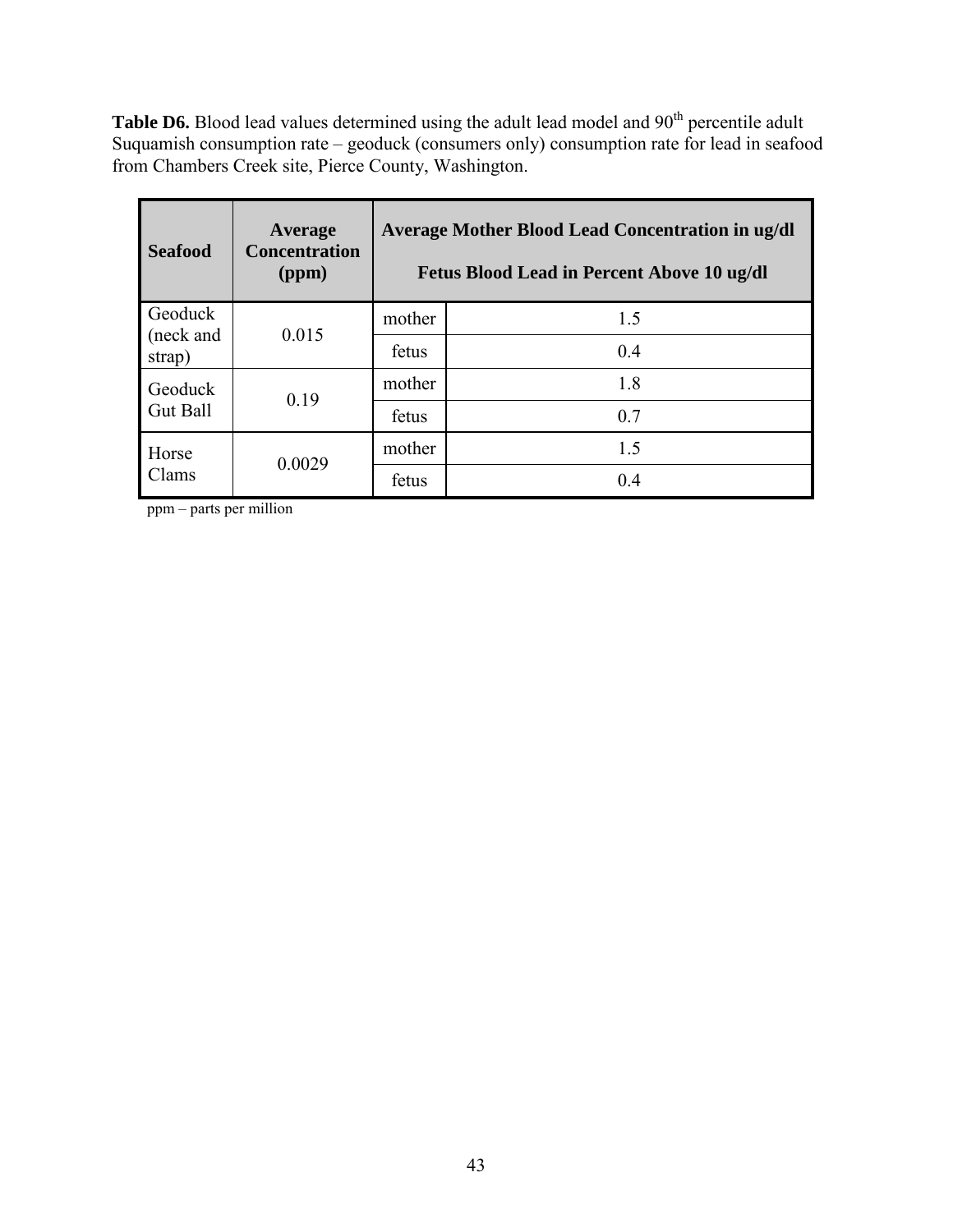**Table D6.** Blood lead values determined using the adult lead model and 90th percentile adult Suquamish consumption rate – geoduck (consumers only) consumption rate for lead in seafood from Chambers Creek site, Pierce County, Washington.

| Seafood | Average Concentration (ppm) | Average Mother Blood Lead Concentration in ug/dl<br><br>Fetus Blood Lead in Percent Above 10 ug/dl | |
|---|---|---|---|
| Geoduck (neck and strap) | 0.015 | mother | 1.5 |
| | | fetus | 0.4 |
| Geoduck Gut Ball | 0.19 | mother | 1.8 |
| | | fetus | 0.7 |
| Horse Clams | 0.0029 | mother | 1.5 |
| | | fetus | 0.4 |

ppm – parts per million